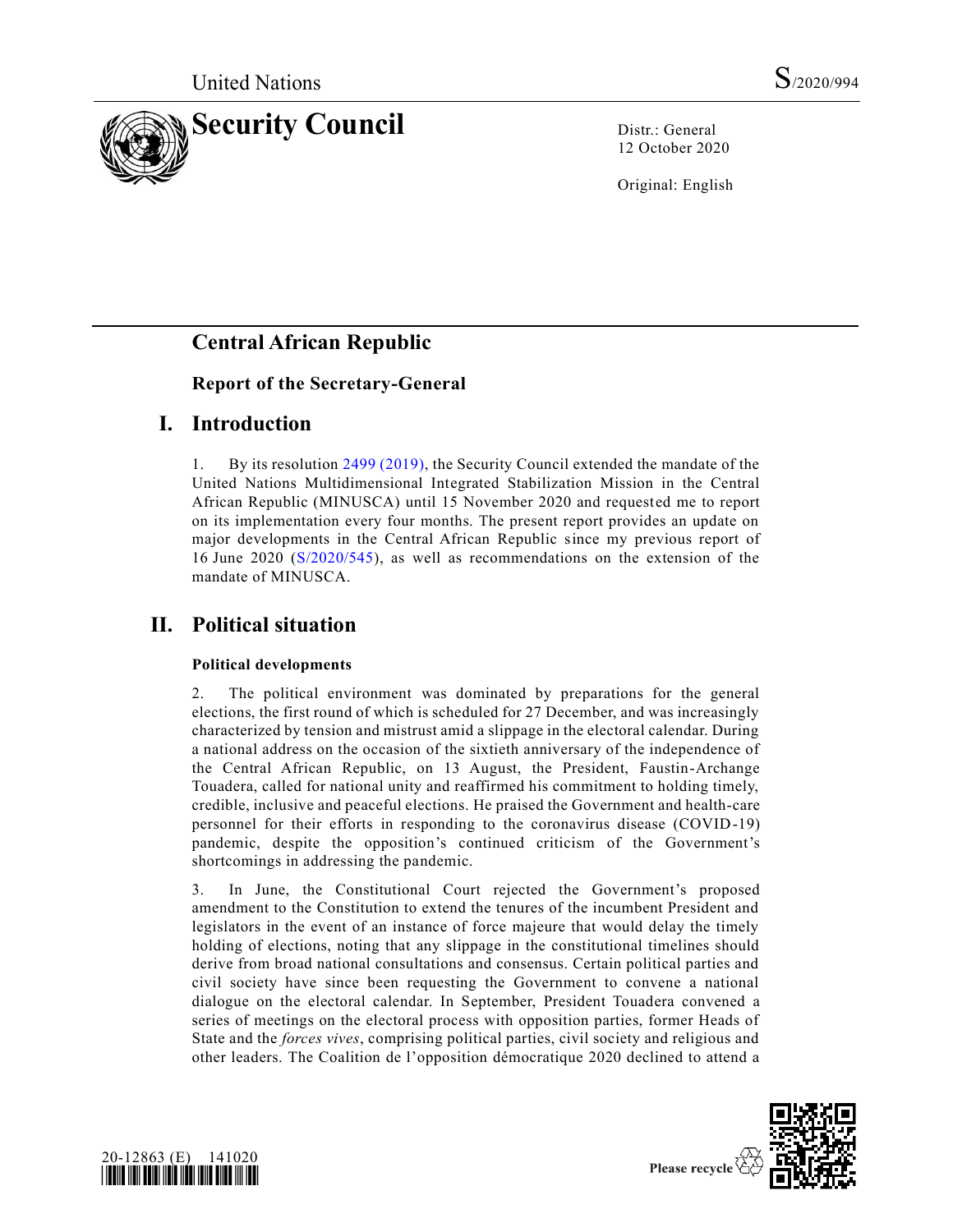United Nations S/2020/994

# Security Council

Distr.: General
12 October 2020

Original: English

## Central African Republic

### Report of the Secretary-General

## I. Introduction

1. By its resolution 2499 (2019), the Security Council extended the mandate of the United Nations Multidimensional Integrated Stabilization Mission in the Central African Republic (MINUSCA) until 15 November 2020 and requested me to report on its implementation every four months. The present report provides an update on major developments in the Central African Republic since my previous report of 16 June 2020 (S/2020/545), as well as recommendations on the extension of the mandate of MINUSCA.

## II. Political situation

### Political developments

2. The political environment was dominated by preparations for the general elections, the first round of which is scheduled for 27 December, and was increasingly characterized by tension and mistrust amid a slippage in the electoral calendar. During a national address on the occasion of the sixtieth anniversary of the independence of the Central African Republic, on 13 August, the President, Faustin-Archange Touadera, called for national unity and reaffirmed his commitment to holding timely, credible, inclusive and peaceful elections. He praised the Government and health-care personnel for their efforts in responding to the coronavirus disease (COVID-19) pandemic, despite the opposition's continued criticism of the Government's shortcomings in addressing the pandemic.

3. In June, the Constitutional Court rejected the Government's proposed amendment to the Constitution to extend the tenures of the incumbent President and legislators in the event of an instance of force majeure that would delay the timely holding of elections, noting that any slippage in the constitutional timelines should derive from broad national consultations and consensus. Certain political parties and civil society have since been requesting the Government to convene a national dialogue on the electoral calendar. In September, President Touadera convened a series of meetings on the electoral process with opposition parties, former Heads of State and the *forces vives*, comprising political parties, civil society and religious and other leaders. The Coalition de l'opposition démocratique 2020 declined to attend a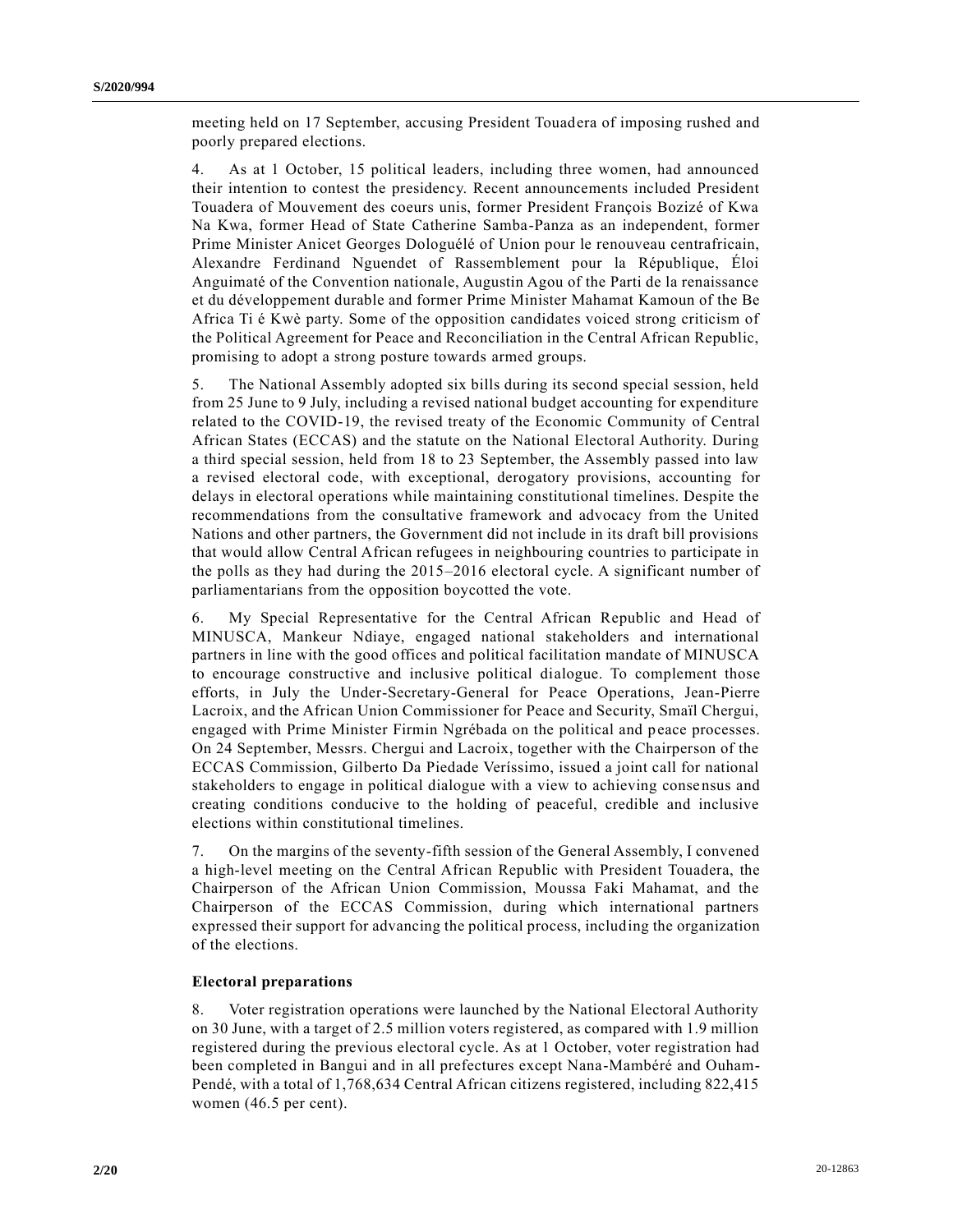meeting held on 17 September, accusing President Touadera of imposing rushed and poorly prepared elections.

4. As at 1 October, 15 political leaders, including three women, had announced their intention to contest the presidency. Recent announcements included President Touadera of Mouvement des coeurs unis, former President François Bozizé of Kwa Na Kwa, former Head of State Catherine Samba-Panza as an independent, former Prime Minister Anicet Georges Dologuélé of Union pour le renouveau centrafricain, Alexandre Ferdinand Nguendet of Rassemblement pour la République, Éloi Anguimaté of the Convention nationale, Augustin Agou of the Parti de la renaissance et du développement durable and former Prime Minister Mahamat Kamoun of the Be Africa Ti é Kwè party. Some of the opposition candidates voiced strong criticism of the Political Agreement for Peace and Reconciliation in the Central African Republic, promising to adopt a strong posture towards armed groups.

5. The National Assembly adopted six bills during its second special session, held from 25 June to 9 July, including a revised national budget accounting for expenditure related to the COVID-19, the revised treaty of the Economic Community of Central African States (ECCAS) and the statute on the National Electoral Authority. During a third special session, held from 18 to 23 September, the Assembly passed into law a revised electoral code, with exceptional, derogatory provisions, accounting for delays in electoral operations while maintaining constitutional timelines. Despite the recommendations from the consultative framework and advocacy from the United Nations and other partners, the Government did not include in its draft bill provisions that would allow Central African refugees in neighbouring countries to participate in the polls as they had during the 2015–2016 electoral cycle. A significant number of parliamentarians from the opposition boycotted the vote.

6. My Special Representative for the Central African Republic and Head of MINUSCA, Mankeur Ndiaye, engaged national stakeholders and international partners in line with the good offices and political facilitation mandate of MINUSCA to encourage constructive and inclusive political dialogue. To complement those efforts, in July the Under-Secretary-General for Peace Operations, Jean-Pierre Lacroix, and the African Union Commissioner for Peace and Security, Smaïl Chergui, engaged with Prime Minister Firmin Ngrébada on the political and peace processes. On 24 September, Messrs. Chergui and Lacroix, together with the Chairperson of the ECCAS Commission, Gilberto Da Piedade Veríssimo, issued a joint call for national stakeholders to engage in political dialogue with a view to achieving consensus and creating conditions conducive to the holding of peaceful, credible and inclusive elections within constitutional timelines.

7. On the margins of the seventy-fifth session of the General Assembly, I convened a high-level meeting on the Central African Republic with President Touadera, the Chairperson of the African Union Commission, Moussa Faki Mahamat, and the Chairperson of the ECCAS Commission, during which international partners expressed their support for advancing the political process, including the organization of the elections.

### Electoral preparations

8. Voter registration operations were launched by the National Electoral Authority on 30 June, with a target of 2.5 million voters registered, as compared with 1.9 million registered during the previous electoral cycle. As at 1 October, voter registration had been completed in Bangui and in all prefectures except Nana-Mambéré and Ouham-Pendé, with a total of 1,768,634 Central African citizens registered, including 822,415 women (46.5 per cent).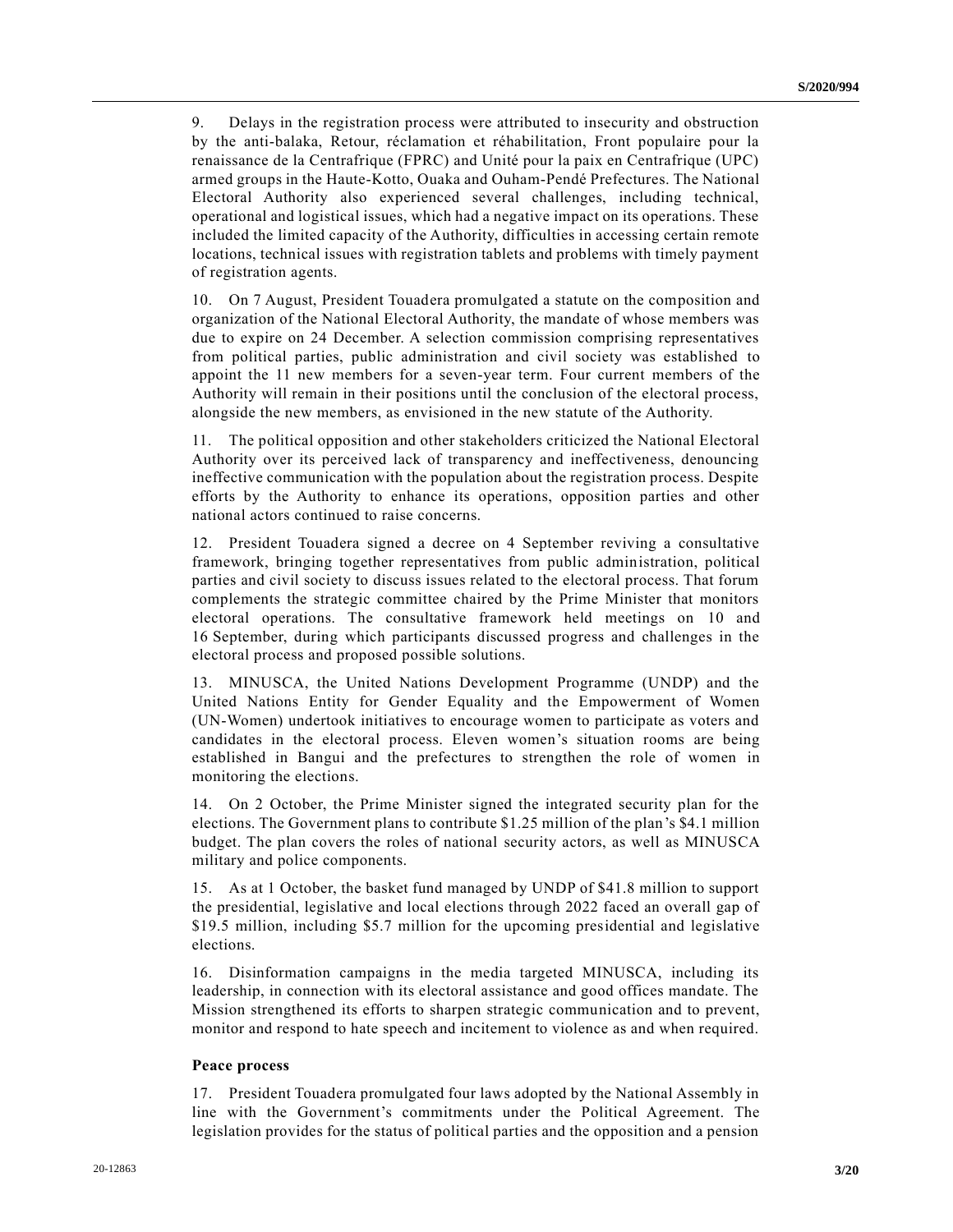9. Delays in the registration process were attributed to insecurity and obstruction by the anti-balaka, Retour, réclamation et réhabilitation, Front populaire pour la renaissance de la Centrafrique (FPRC) and Unité pour la paix en Centrafrique (UPC) armed groups in the Haute-Kotto, Ouaka and Ouham-Pendé Prefectures. The National Electoral Authority also experienced several challenges, including technical, operational and logistical issues, which had a negative impact on its operations. These included the limited capacity of the Authority, difficulties in accessing certain remote locations, technical issues with registration tablets and problems with timely payment of registration agents.

10. On 7 August, President Touadera promulgated a statute on the composition and organization of the National Electoral Authority, the mandate of whose members was due to expire on 24 December. A selection commission comprising representatives from political parties, public administration and civil society was established to appoint the 11 new members for a seven-year term. Four current members of the Authority will remain in their positions until the conclusion of the electoral process, alongside the new members, as envisioned in the new statute of the Authority.

11. The political opposition and other stakeholders criticized the National Electoral Authority over its perceived lack of transparency and ineffectiveness, denouncing ineffective communication with the population about the registration process. Despite efforts by the Authority to enhance its operations, opposition parties and other national actors continued to raise concerns.

12. President Touadera signed a decree on 4 September reviving a consultative framework, bringing together representatives from public administration, political parties and civil society to discuss issues related to the electoral process. That forum complements the strategic committee chaired by the Prime Minister that monitors electoral operations. The consultative framework held meetings on 10 and 16 September, during which participants discussed progress and challenges in the electoral process and proposed possible solutions.

13. MINUSCA, the United Nations Development Programme (UNDP) and the United Nations Entity for Gender Equality and the Empowerment of Women (UN-Women) undertook initiatives to encourage women to participate as voters and candidates in the electoral process. Eleven women's situation rooms are being established in Bangui and the prefectures to strengthen the role of women in monitoring the elections.

14. On 2 October, the Prime Minister signed the integrated security plan for the elections. The Government plans to contribute $1.25 million of the plan's $4.1 million budget. The plan covers the roles of national security actors, as well as MINUSCA military and police components.

15. As at 1 October, the basket fund managed by UNDP of $41.8 million to support the presidential, legislative and local elections through 2022 faced an overall gap of $19.5 million, including $5.7 million for the upcoming presidential and legislative elections.

16. Disinformation campaigns in the media targeted MINUSCA, including its leadership, in connection with its electoral assistance and good offices mandate. The Mission strengthened its efforts to sharpen strategic communication and to prevent, monitor and respond to hate speech and incitement to violence as and when required.

**Peace process**

17. President Touadera promulgated four laws adopted by the National Assembly in line with the Government's commitments under the Political Agreement. The legislation provides for the status of political parties and the opposition and a pension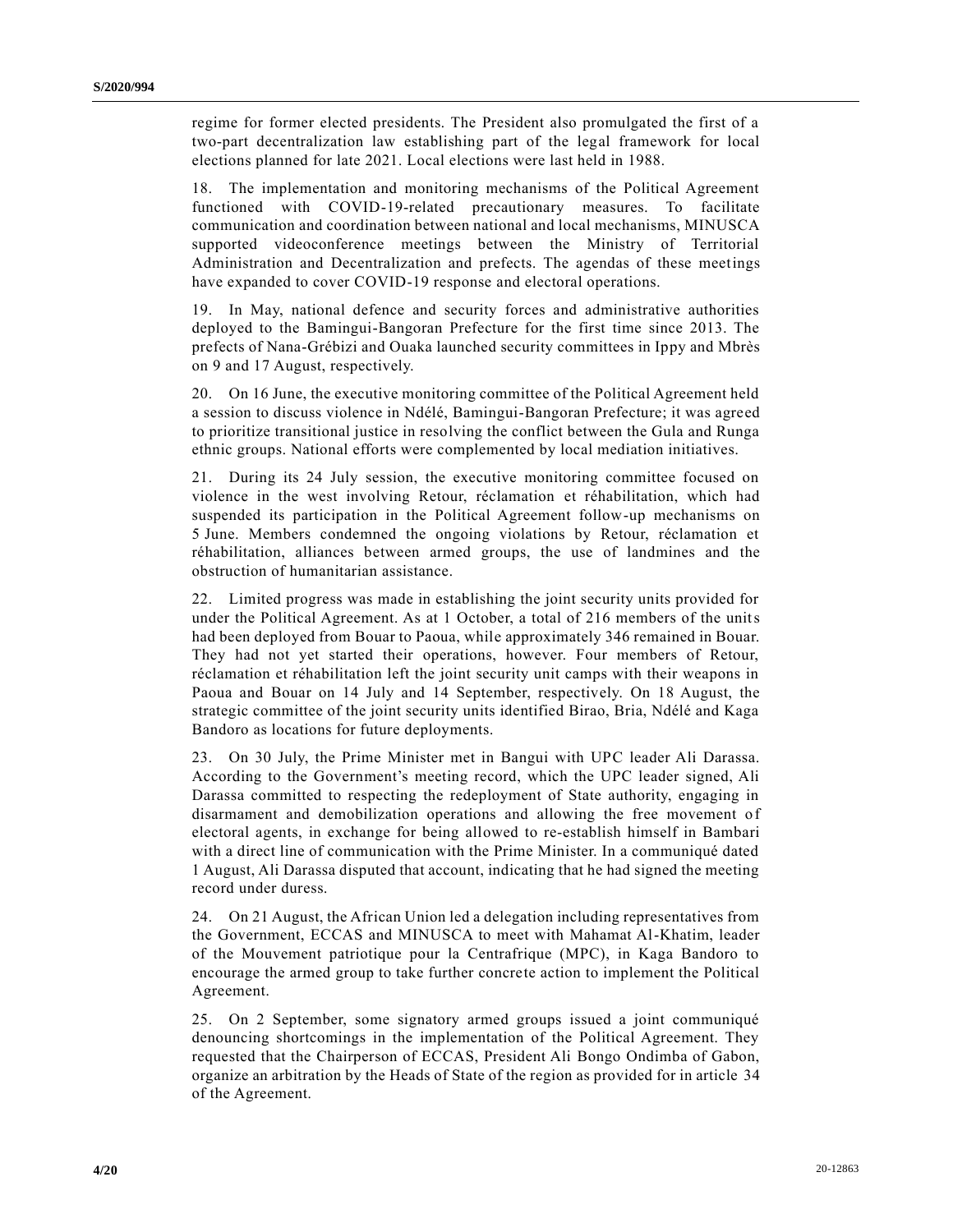regime for former elected presidents. The President also promulgated the first of a two-part decentralization law establishing part of the legal framework for local elections planned for late 2021. Local elections were last held in 1988.

18. The implementation and monitoring mechanisms of the Political Agreement functioned with COVID-19-related precautionary measures. To facilitate communication and coordination between national and local mechanisms, MINUSCA supported videoconference meetings between the Ministry of Territorial Administration and Decentralization and prefects. The agendas of these meetings have expanded to cover COVID-19 response and electoral operations.

19. In May, national defence and security forces and administrative authorities deployed to the Bamingui-Bangoran Prefecture for the first time since 2013. The prefects of Nana-Grébizi and Ouaka launched security committees in Ippy and Mbrès on 9 and 17 August, respectively.

20. On 16 June, the executive monitoring committee of the Political Agreement held a session to discuss violence in Ndélé, Bamingui-Bangoran Prefecture; it was agreed to prioritize transitional justice in resolving the conflict between the Gula and Runga ethnic groups. National efforts were complemented by local mediation initiatives.

21. During its 24 July session, the executive monitoring committee focused on violence in the west involving Retour, réclamation et réhabilitation, which had suspended its participation in the Political Agreement follow-up mechanisms on 5 June. Members condemned the ongoing violations by Retour, réclamation et réhabilitation, alliances between armed groups, the use of landmines and the obstruction of humanitarian assistance.

22. Limited progress was made in establishing the joint security units provided for under the Political Agreement. As at 1 October, a total of 216 members of the units had been deployed from Bouar to Paoua, while approximately 346 remained in Bouar. They had not yet started their operations, however. Four members of Retour, réclamation et réhabilitation left the joint security unit camps with their weapons in Paoua and Bouar on 14 July and 14 September, respectively. On 18 August, the strategic committee of the joint security units identified Birao, Bria, Ndélé and Kaga Bandoro as locations for future deployments.

23. On 30 July, the Prime Minister met in Bangui with UPC leader Ali Darassa. According to the Government's meeting record, which the UPC leader signed, Ali Darassa committed to respecting the redeployment of State authority, engaging in disarmament and demobilization operations and allowing the free movement of electoral agents, in exchange for being allowed to re-establish himself in Bambari with a direct line of communication with the Prime Minister. In a communiqué dated 1 August, Ali Darassa disputed that account, indicating that he had signed the meeting record under duress.

24. On 21 August, the African Union led a delegation including representatives from the Government, ECCAS and MINUSCA to meet with Mahamat Al-Khatim, leader of the Mouvement patriotique pour la Centrafrique (MPC), in Kaga Bandoro to encourage the armed group to take further concrete action to implement the Political Agreement.

25. On 2 September, some signatory armed groups issued a joint communiqué denouncing shortcomings in the implementation of the Political Agreement. They requested that the Chairperson of ECCAS, President Ali Bongo Ondimba of Gabon, organize an arbitration by the Heads of State of the region as provided for in article 34 of the Agreement.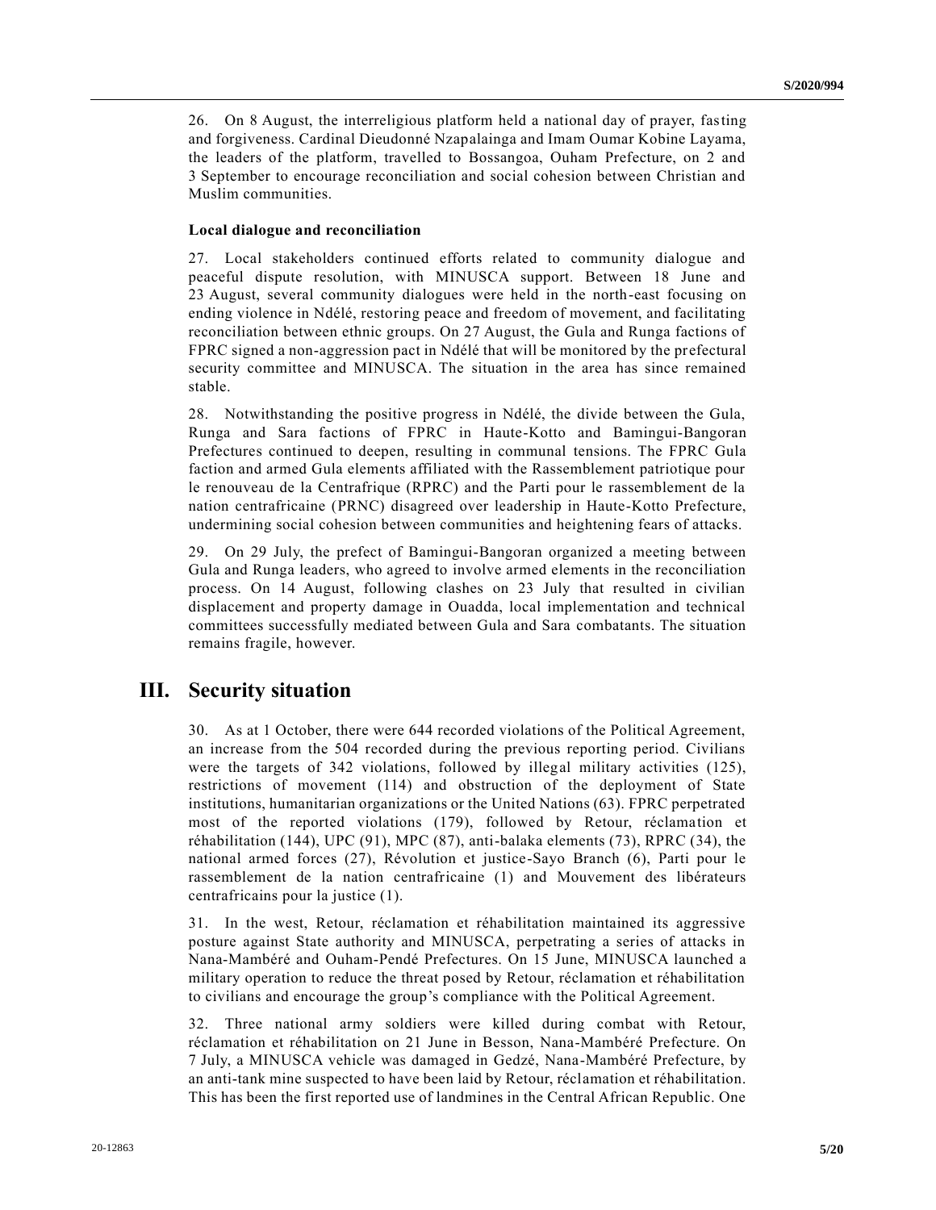26. On 8 August, the interreligious platform held a national day of prayer, fasting and forgiveness. Cardinal Dieudonné Nzapalainga and Imam Oumar Kobine Layama, the leaders of the platform, travelled to Bossangoa, Ouham Prefecture, on 2 and 3 September to encourage reconciliation and social cohesion between Christian and Muslim communities.

### Local dialogue and reconciliation

27. Local stakeholders continued efforts related to community dialogue and peaceful dispute resolution, with MINUSCA support. Between 18 June and 23 August, several community dialogues were held in the north-east focusing on ending violence in Ndélé, restoring peace and freedom of movement, and facilitating reconciliation between ethnic groups. On 27 August, the Gula and Runga factions of FPRC signed a non-aggression pact in Ndélé that will be monitored by the prefectural security committee and MINUSCA. The situation in the area has since remained stable.

28. Notwithstanding the positive progress in Ndélé, the divide between the Gula, Runga and Sara factions of FPRC in Haute-Kotto and Bamingui-Bangoran Prefectures continued to deepen, resulting in communal tensions. The FPRC Gula faction and armed Gula elements affiliated with the Rassemblement patriotique pour le renouveau de la Centrafrique (RPRC) and the Parti pour le rassemblement de la nation centrafricaine (PRNC) disagreed over leadership in Haute-Kotto Prefecture, undermining social cohesion between communities and heightening fears of attacks.

29. On 29 July, the prefect of Bamingui-Bangoran organized a meeting between Gula and Runga leaders, who agreed to involve armed elements in the reconciliation process. On 14 August, following clashes on 23 July that resulted in civilian displacement and property damage in Ouadda, local implementation and technical committees successfully mediated between Gula and Sara combatants. The situation remains fragile, however.

## III. Security situation

30. As at 1 October, there were 644 recorded violations of the Political Agreement, an increase from the 504 recorded during the previous reporting period. Civilians were the targets of 342 violations, followed by illegal military activities (125), restrictions of movement (114) and obstruction of the deployment of State institutions, humanitarian organizations or the United Nations (63). FPRC perpetrated most of the reported violations (179), followed by Retour, réclamation et réhabilitation (144), UPC (91), MPC (87), anti-balaka elements (73), RPRC (34), the national armed forces (27), Révolution et justice-Sayo Branch (6), Parti pour le rassemblement de la nation centrafricaine (1) and Mouvement des libérateurs centrafricains pour la justice (1).

31. In the west, Retour, réclamation et réhabilitation maintained its aggressive posture against State authority and MINUSCA, perpetrating a series of attacks in Nana-Mambéré and Ouham-Pendé Prefectures. On 15 June, MINUSCA launched a military operation to reduce the threat posed by Retour, réclamation et réhabilitation to civilians and encourage the group's compliance with the Political Agreement.

32. Three national army soldiers were killed during combat with Retour, réclamation et réhabilitation on 21 June in Besson, Nana-Mambéré Prefecture. On 7 July, a MINUSCA vehicle was damaged in Gedzé, Nana-Mambéré Prefecture, by an anti-tank mine suspected to have been laid by Retour, réclamation et réhabilitation. This has been the first reported use of landmines in the Central African Republic. One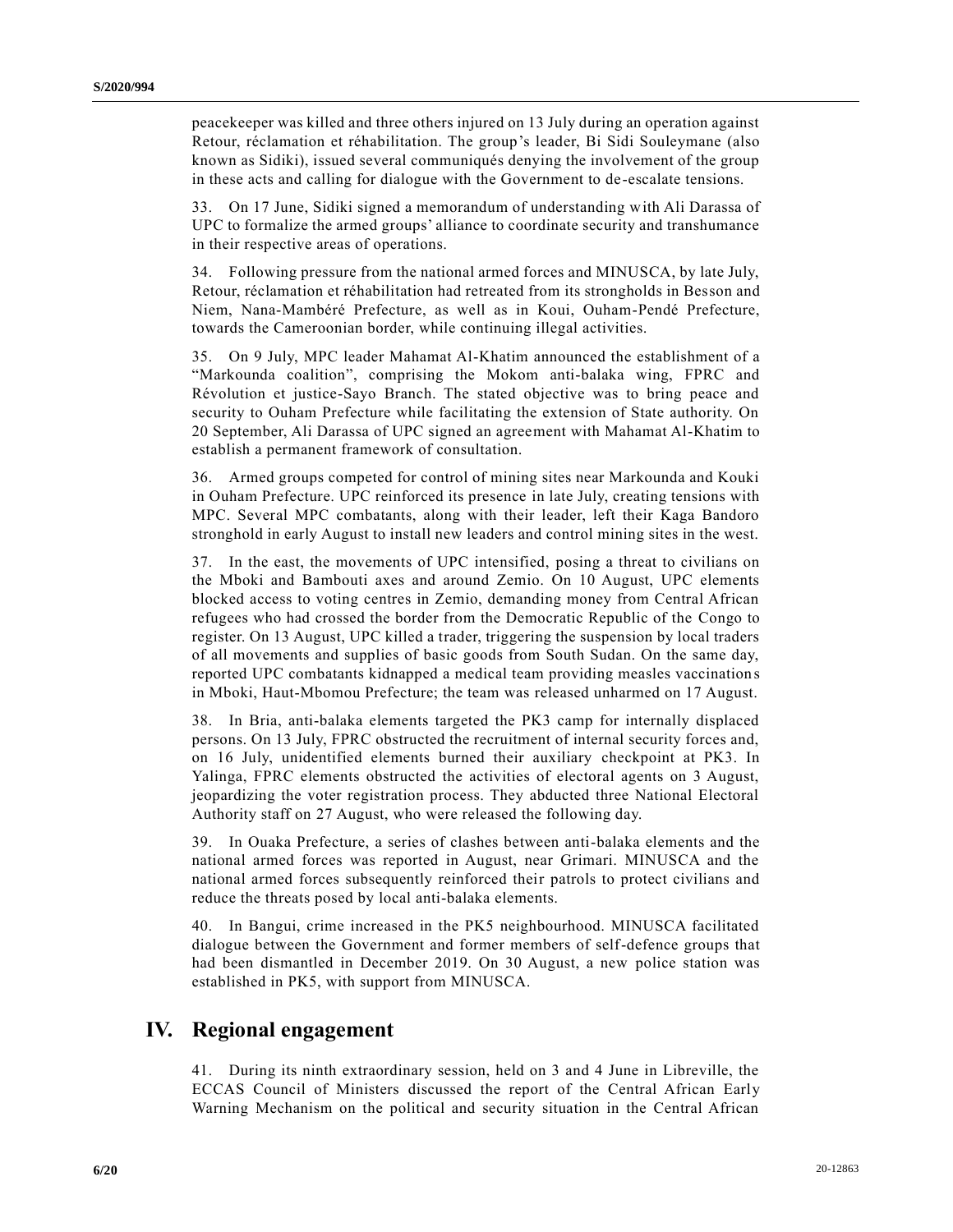peacekeeper was killed and three others injured on 13 July during an operation against Retour, réclamation et réhabilitation. The group's leader, Bi Sidi Souleymane (also known as Sidiki), issued several communiqués denying the involvement of the group in these acts and calling for dialogue with the Government to de-escalate tensions.

33. On 17 June, Sidiki signed a memorandum of understanding with Ali Darassa of UPC to formalize the armed groups' alliance to coordinate security and transhumance in their respective areas of operations.

34. Following pressure from the national armed forces and MINUSCA, by late July, Retour, réclamation et réhabilitation had retreated from its strongholds in Besson and Niem, Nana-Mambéré Prefecture, as well as in Koui, Ouham-Pendé Prefecture, towards the Cameroonian border, while continuing illegal activities.

35. On 9 July, MPC leader Mahamat Al-Khatim announced the establishment of a "Markounda coalition", comprising the Mokom anti-balaka wing, FPRC and Révolution et justice-Sayo Branch. The stated objective was to bring peace and security to Ouham Prefecture while facilitating the extension of State authority. On 20 September, Ali Darassa of UPC signed an agreement with Mahamat Al-Khatim to establish a permanent framework of consultation.

36. Armed groups competed for control of mining sites near Markounda and Kouki in Ouham Prefecture. UPC reinforced its presence in late July, creating tensions with MPC. Several MPC combatants, along with their leader, left their Kaga Bandoro stronghold in early August to install new leaders and control mining sites in the west.

37. In the east, the movements of UPC intensified, posing a threat to civilians on the Mboki and Bambouti axes and around Zemio. On 10 August, UPC elements blocked access to voting centres in Zemio, demanding money from Central African refugees who had crossed the border from the Democratic Republic of the Congo to register. On 13 August, UPC killed a trader, triggering the suspension by local traders of all movements and supplies of basic goods from South Sudan. On the same day, reported UPC combatants kidnapped a medical team providing measles vaccinations in Mboki, Haut-Mbomou Prefecture; the team was released unharmed on 17 August.

38. In Bria, anti-balaka elements targeted the PK3 camp for internally displaced persons. On 13 July, FPRC obstructed the recruitment of internal security forces and, on 16 July, unidentified elements burned their auxiliary checkpoint at PK3. In Yalinga, FPRC elements obstructed the activities of electoral agents on 3 August, jeopardizing the voter registration process. They abducted three National Electoral Authority staff on 27 August, who were released the following day.

39. In Ouaka Prefecture, a series of clashes between anti-balaka elements and the national armed forces was reported in August, near Grimari. MINUSCA and the national armed forces subsequently reinforced their patrols to protect civilians and reduce the threats posed by local anti-balaka elements.

40. In Bangui, crime increased in the PK5 neighbourhood. MINUSCA facilitated dialogue between the Government and former members of self-defence groups that had been dismantled in December 2019. On 30 August, a new police station was established in PK5, with support from MINUSCA.

## IV. Regional engagement

41. During its ninth extraordinary session, held on 3 and 4 June in Libreville, the ECCAS Council of Ministers discussed the report of the Central African Early Warning Mechanism on the political and security situation in the Central African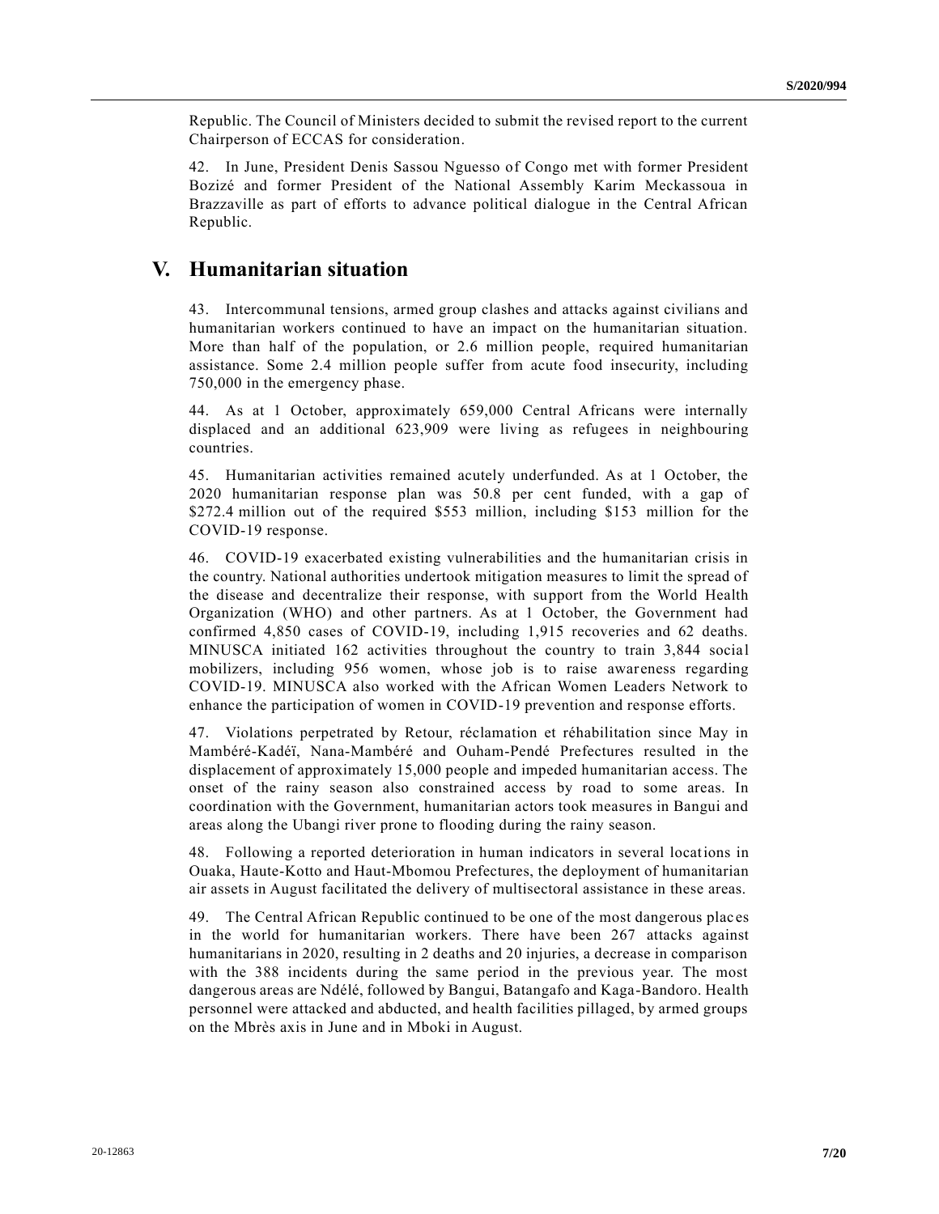Republic. The Council of Ministers decided to submit the revised report to the current Chairperson of ECCAS for consideration.

42. In June, President Denis Sassou Nguesso of Congo met with former President Bozizé and former President of the National Assembly Karim Meckassoua in Brazzaville as part of efforts to advance political dialogue in the Central African Republic.

# V. Humanitarian situation

43. Intercommunal tensions, armed group clashes and attacks against civilians and humanitarian workers continued to have an impact on the humanitarian situation. More than half of the population, or 2.6 million people, required humanitarian assistance. Some 2.4 million people suffer from acute food insecurity, including 750,000 in the emergency phase.

44. As at 1 October, approximately 659,000 Central Africans were internally displaced and an additional 623,909 were living as refugees in neighbouring countries.

45. Humanitarian activities remained acutely underfunded. As at 1 October, the 2020 humanitarian response plan was 50.8 per cent funded, with a gap of $272.4 million out of the required $553 million, including $153 million for the COVID-19 response.

46. COVID-19 exacerbated existing vulnerabilities and the humanitarian crisis in the country. National authorities undertook mitigation measures to limit the spread of the disease and decentralize their response, with support from the World Health Organization (WHO) and other partners. As at 1 October, the Government had confirmed 4,850 cases of COVID-19, including 1,915 recoveries and 62 deaths. MINUSCA initiated 162 activities throughout the country to train 3,844 social mobilizers, including 956 women, whose job is to raise awareness regarding COVID-19. MINUSCA also worked with the African Women Leaders Network to enhance the participation of women in COVID-19 prevention and response efforts.

47. Violations perpetrated by Retour, réclamation et réhabilitation since May in Mambéré-Kadéï, Nana-Mambéré and Ouham-Pendé Prefectures resulted in the displacement of approximately 15,000 people and impeded humanitarian access. The onset of the rainy season also constrained access by road to some areas. In coordination with the Government, humanitarian actors took measures in Bangui and areas along the Ubangi river prone to flooding during the rainy season.

48. Following a reported deterioration in human indicators in several locations in Ouaka, Haute-Kotto and Haut-Mbomou Prefectures, the deployment of humanitarian air assets in August facilitated the delivery of multisectoral assistance in these areas.

49. The Central African Republic continued to be one of the most dangerous places in the world for humanitarian workers. There have been 267 attacks against humanitarians in 2020, resulting in 2 deaths and 20 injuries, a decrease in comparison with the 388 incidents during the same period in the previous year. The most dangerous areas are Ndélé, followed by Bangui, Batangafo and Kaga-Bandoro. Health personnel were attacked and abducted, and health facilities pillaged, by armed groups on the Mbrès axis in June and in Mboki in August.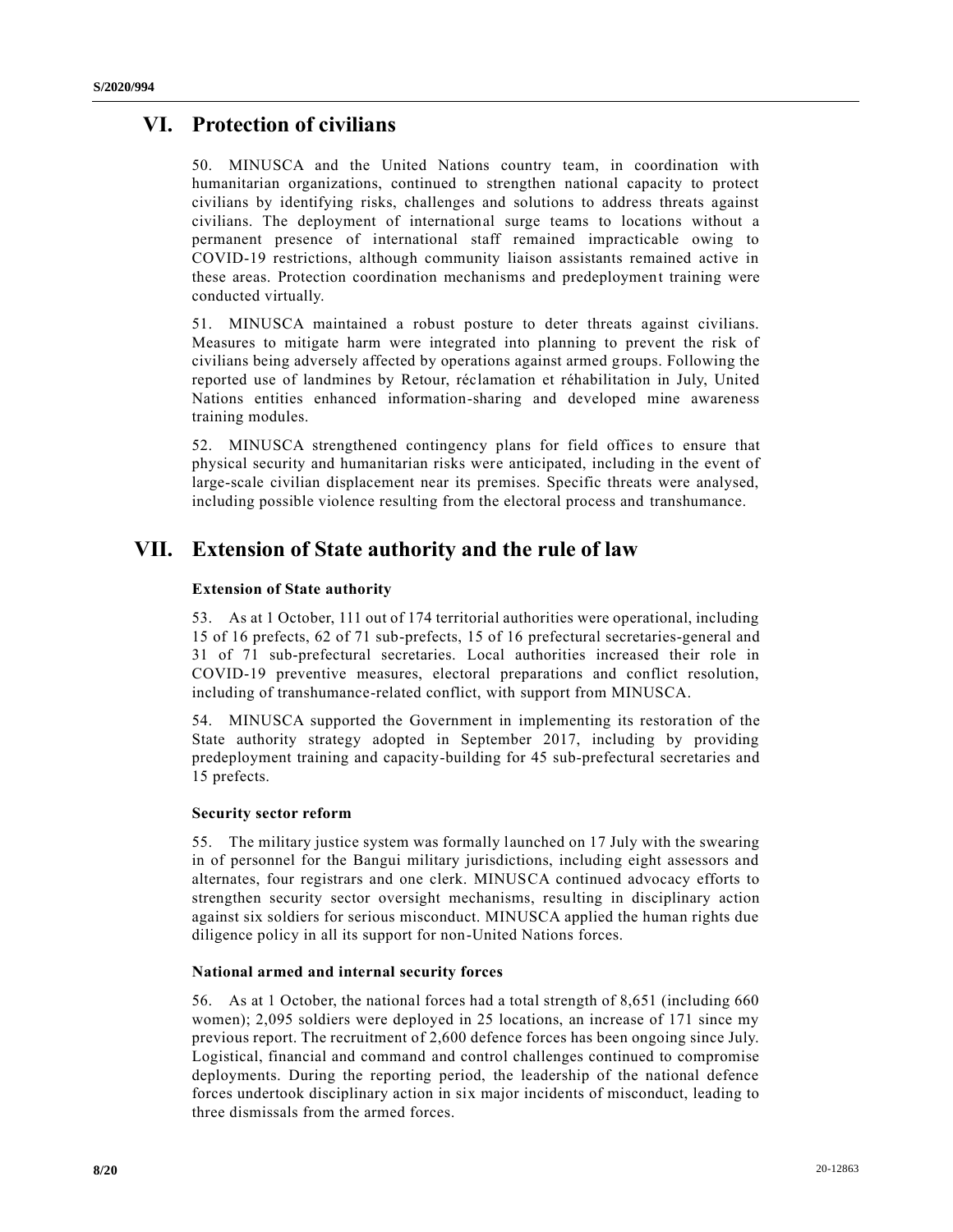## VI. Protection of civilians

50. MINUSCA and the United Nations country team, in coordination with humanitarian organizations, continued to strengthen national capacity to protect civilians by identifying risks, challenges and solutions to address threats against civilians. The deployment of international surge teams to locations without a permanent presence of international staff remained impracticable owing to COVID-19 restrictions, although community liaison assistants remained active in these areas. Protection coordination mechanisms and predeployment training were conducted virtually.

51. MINUSCA maintained a robust posture to deter threats against civilians. Measures to mitigate harm were integrated into planning to prevent the risk of civilians being adversely affected by operations against armed groups. Following the reported use of landmines by Retour, réclamation et réhabilitation in July, United Nations entities enhanced information-sharing and developed mine awareness training modules.

52. MINUSCA strengthened contingency plans for field offices to ensure that physical security and humanitarian risks were anticipated, including in the event of large-scale civilian displacement near its premises. Specific threats were analysed, including possible violence resulting from the electoral process and transhumance.

## VII. Extension of State authority and the rule of law

### Extension of State authority

53. As at 1 October, 111 out of 174 territorial authorities were operational, including 15 of 16 prefects, 62 of 71 sub-prefects, 15 of 16 prefectural secretaries-general and 31 of 71 sub-prefectural secretaries. Local authorities increased their role in COVID-19 preventive measures, electoral preparations and conflict resolution, including of transhumance-related conflict, with support from MINUSCA.

54. MINUSCA supported the Government in implementing its restoration of the State authority strategy adopted in September 2017, including by providing predeployment training and capacity-building for 45 sub-prefectural secretaries and 15 prefects.

### Security sector reform

55. The military justice system was formally launched on 17 July with the swearing in of personnel for the Bangui military jurisdictions, including eight assessors and alternates, four registrars and one clerk. MINUSCA continued advocacy efforts to strengthen security sector oversight mechanisms, resulting in disciplinary action against six soldiers for serious misconduct. MINUSCA applied the human rights due diligence policy in all its support for non-United Nations forces.

### National armed and internal security forces

56. As at 1 October, the national forces had a total strength of 8,651 (including 660 women); 2,095 soldiers were deployed in 25 locations, an increase of 171 since my previous report. The recruitment of 2,600 defence forces has been ongoing since July. Logistical, financial and command and control challenges continued to compromise deployments. During the reporting period, the leadership of the national defence forces undertook disciplinary action in six major incidents of misconduct, leading to three dismissals from the armed forces.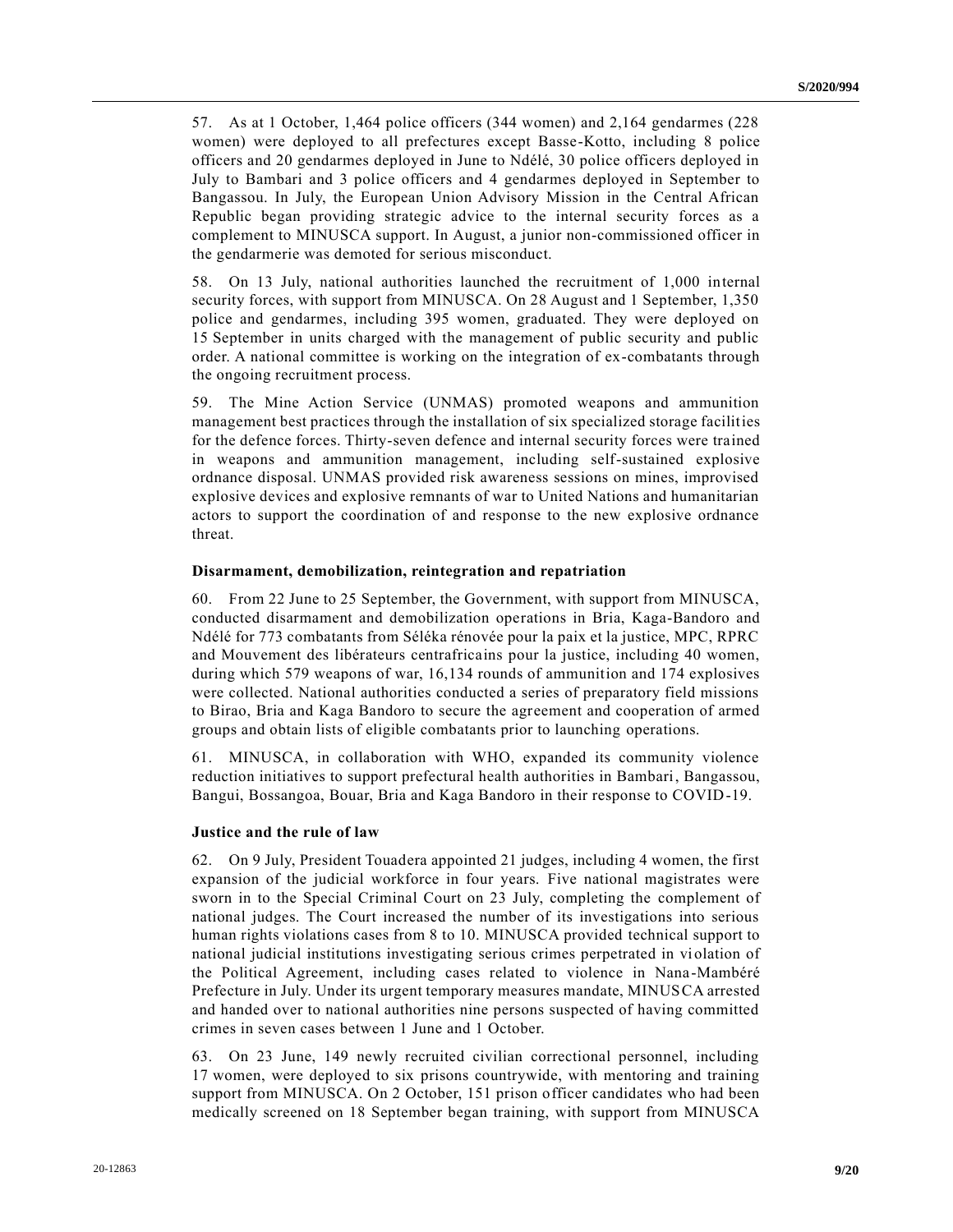57. As at 1 October, 1,464 police officers (344 women) and 2,164 gendarmes (228 women) were deployed to all prefectures except Basse-Kotto, including 8 police officers and 20 gendarmes deployed in June to Ndélé, 30 police officers deployed in July to Bambari and 3 police officers and 4 gendarmes deployed in September to Bangassou. In July, the European Union Advisory Mission in the Central African Republic began providing strategic advice to the internal security forces as a complement to MINUSCA support. In August, a junior non-commissioned officer in the gendarmerie was demoted for serious misconduct.

58. On 13 July, national authorities launched the recruitment of 1,000 internal security forces, with support from MINUSCA. On 28 August and 1 September, 1,350 police and gendarmes, including 395 women, graduated. They were deployed on 15 September in units charged with the management of public security and public order. A national committee is working on the integration of ex-combatants through the ongoing recruitment process.

59. The Mine Action Service (UNMAS) promoted weapons and ammunition management best practices through the installation of six specialized storage facilities for the defence forces. Thirty-seven defence and internal security forces were trained in weapons and ammunition management, including self-sustained explosive ordnance disposal. UNMAS provided risk awareness sessions on mines, improvised explosive devices and explosive remnants of war to United Nations and humanitarian actors to support the coordination of and response to the new explosive ordnance threat.

**Disarmament, demobilization, reintegration and repatriation**

60. From 22 June to 25 September, the Government, with support from MINUSCA, conducted disarmament and demobilization operations in Bria, Kaga-Bandoro and Ndélé for 773 combatants from Séléka rénovée pour la paix et la justice, MPC, RPRC and Mouvement des libérateurs centrafricains pour la justice, including 40 women, during which 579 weapons of war, 16,134 rounds of ammunition and 174 explosives were collected. National authorities conducted a series of preparatory field missions to Birao, Bria and Kaga Bandoro to secure the agreement and cooperation of armed groups and obtain lists of eligible combatants prior to launching operations.

61. MINUSCA, in collaboration with WHO, expanded its community violence reduction initiatives to support prefectural health authorities in Bambari, Bangassou, Bangui, Bossangoa, Bouar, Bria and Kaga Bandoro in their response to COVID-19.

**Justice and the rule of law**

62. On 9 July, President Touadera appointed 21 judges, including 4 women, the first expansion of the judicial workforce in four years. Five national magistrates were sworn in to the Special Criminal Court on 23 July, completing the complement of national judges. The Court increased the number of its investigations into serious human rights violations cases from 8 to 10. MINUSCA provided technical support to national judicial institutions investigating serious crimes perpetrated in violation of the Political Agreement, including cases related to violence in Nana-Mambéré Prefecture in July. Under its urgent temporary measures mandate, MINUSCA arrested and handed over to national authorities nine persons suspected of having committed crimes in seven cases between 1 June and 1 October.

63. On 23 June, 149 newly recruited civilian correctional personnel, including 17 women, were deployed to six prisons countrywide, with mentoring and training support from MINUSCA. On 2 October, 151 prison officer candidates who had been medically screened on 18 September began training, with support from MINUSCA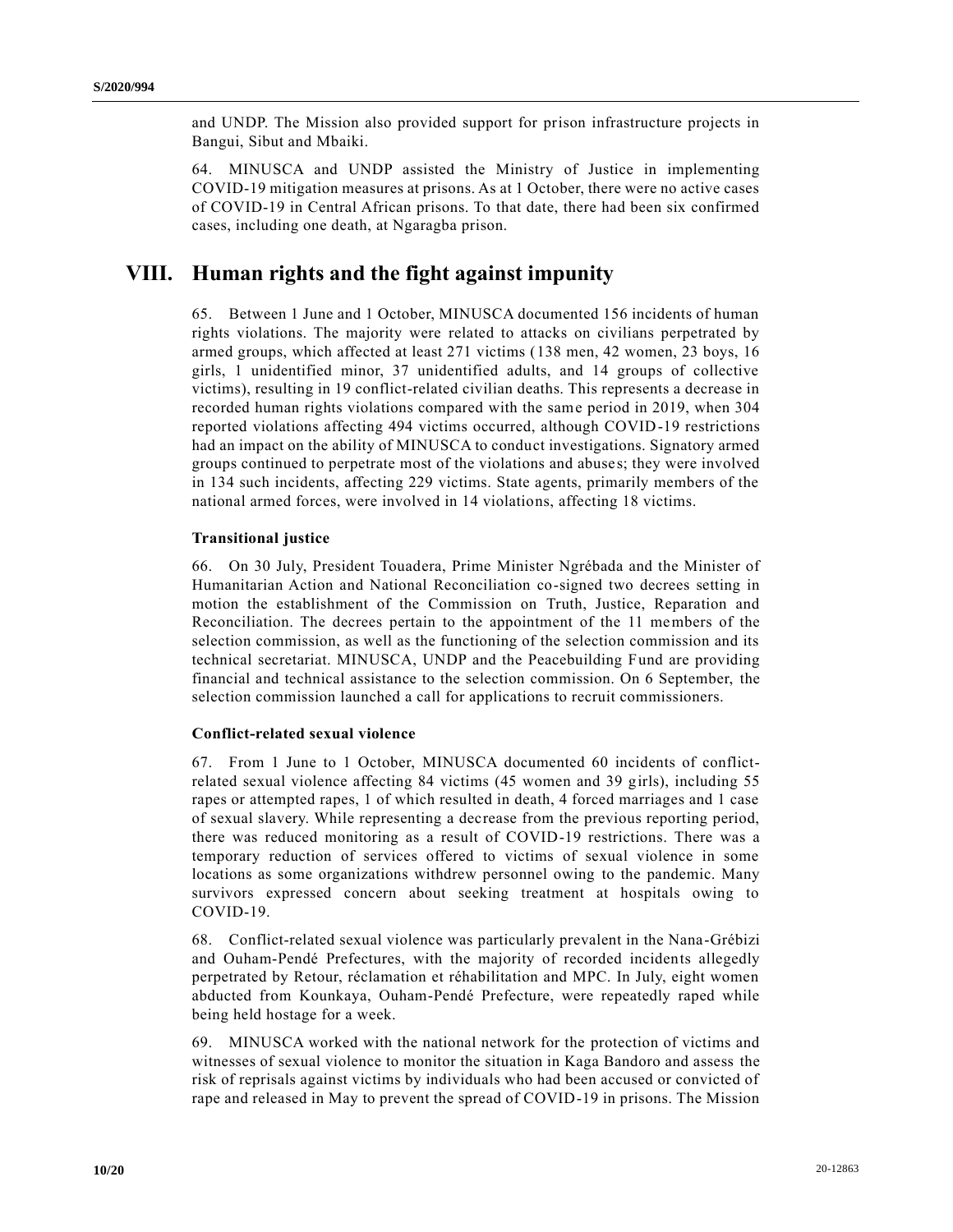and UNDP. The Mission also provided support for prison infrastructure projects in Bangui, Sibut and Mbaiki.

64. MINUSCA and UNDP assisted the Ministry of Justice in implementing COVID-19 mitigation measures at prisons. As at 1 October, there were no active cases of COVID-19 in Central African prisons. To that date, there had been six confirmed cases, including one death, at Ngaragba prison.

# VIII. Human rights and the fight against impunity

65. Between 1 June and 1 October, MINUSCA documented 156 incidents of human rights violations. The majority were related to attacks on civilians perpetrated by armed groups, which affected at least 271 victims (138 men, 42 women, 23 boys, 16 girls, 1 unidentified minor, 37 unidentified adults, and 14 groups of collective victims), resulting in 19 conflict-related civilian deaths. This represents a decrease in recorded human rights violations compared with the same period in 2019, when 304 reported violations affecting 494 victims occurred, although COVID-19 restrictions had an impact on the ability of MINUSCA to conduct investigations. Signatory armed groups continued to perpetrate most of the violations and abuses; they were involved in 134 such incidents, affecting 229 victims. State agents, primarily members of the national armed forces, were involved in 14 violations, affecting 18 victims.

### Transitional justice

66. On 30 July, President Touadera, Prime Minister Ngrébada and the Minister of Humanitarian Action and National Reconciliation co-signed two decrees setting in motion the establishment of the Commission on Truth, Justice, Reparation and Reconciliation. The decrees pertain to the appointment of the 11 members of the selection commission, as well as the functioning of the selection commission and its technical secretariat. MINUSCA, UNDP and the Peacebuilding Fund are providing financial and technical assistance to the selection commission. On 6 September, the selection commission launched a call for applications to recruit commissioners.

### Conflict-related sexual violence

67. From 1 June to 1 October, MINUSCA documented 60 incidents of conflict-related sexual violence affecting 84 victims (45 women and 39 girls), including 55 rapes or attempted rapes, 1 of which resulted in death, 4 forced marriages and 1 case of sexual slavery. While representing a decrease from the previous reporting period, there was reduced monitoring as a result of COVID-19 restrictions. There was a temporary reduction of services offered to victims of sexual violence in some locations as some organizations withdrew personnel owing to the pandemic. Many survivors expressed concern about seeking treatment at hospitals owing to COVID-19.

68. Conflict-related sexual violence was particularly prevalent in the Nana-Grébizi and Ouham-Pendé Prefectures, with the majority of recorded incidents allegedly perpetrated by Retour, réclamation et réhabilitation and MPC. In July, eight women abducted from Kounkaya, Ouham-Pendé Prefecture, were repeatedly raped while being held hostage for a week.

69. MINUSCA worked with the national network for the protection of victims and witnesses of sexual violence to monitor the situation in Kaga Bandoro and assess the risk of reprisals against victims by individuals who had been accused or convicted of rape and released in May to prevent the spread of COVID-19 in prisons. The Mission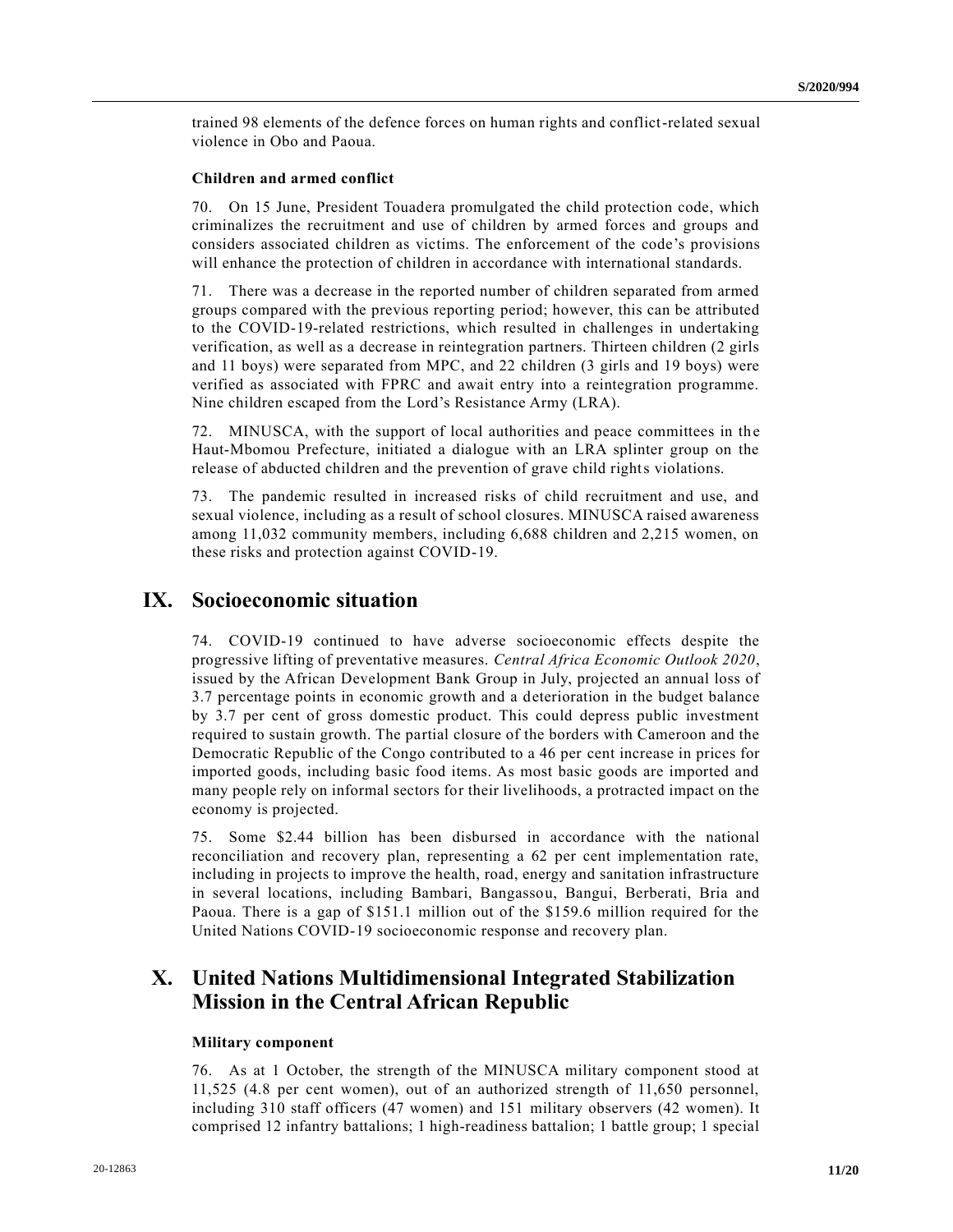trained 98 elements of the defence forces on human rights and conflict-related sexual violence in Obo and Paoua.

### Children and armed conflict

70. On 15 June, President Touadera promulgated the child protection code, which criminalizes the recruitment and use of children by armed forces and groups and considers associated children as victims. The enforcement of the code's provisions will enhance the protection of children in accordance with international standards.

71. There was a decrease in the reported number of children separated from armed groups compared with the previous reporting period; however, this can be attributed to the COVID-19-related restrictions, which resulted in challenges in undertaking verification, as well as a decrease in reintegration partners. Thirteen children (2 girls and 11 boys) were separated from MPC, and 22 children (3 girls and 19 boys) were verified as associated with FPRC and await entry into a reintegration programme. Nine children escaped from the Lord's Resistance Army (LRA).

72. MINUSCA, with the support of local authorities and peace committees in the Haut-Mbomou Prefecture, initiated a dialogue with an LRA splinter group on the release of abducted children and the prevention of grave child rights violations.

73. The pandemic resulted in increased risks of child recruitment and use, and sexual violence, including as a result of school closures. MINUSCA raised awareness among 11,032 community members, including 6,688 children and 2,215 women, on these risks and protection against COVID-19.

## IX. Socioeconomic situation

74. COVID-19 continued to have adverse socioeconomic effects despite the progressive lifting of preventative measures. *Central Africa Economic Outlook 2020*, issued by the African Development Bank Group in July, projected an annual loss of 3.7 percentage points in economic growth and a deterioration in the budget balance by 3.7 per cent of gross domestic product. This could depress public investment required to sustain growth. The partial closure of the borders with Cameroon and the Democratic Republic of the Congo contributed to a 46 per cent increase in prices for imported goods, including basic food items. As most basic goods are imported and many people rely on informal sectors for their livelihoods, a protracted impact on the economy is projected.

75. Some $2.44 billion has been disbursed in accordance with the national reconciliation and recovery plan, representing a 62 per cent implementation rate, including in projects to improve the health, road, energy and sanitation infrastructure in several locations, including Bambari, Bangassou, Bangui, Berberati, Bria and Paoua. There is a gap of $151.1 million out of the $159.6 million required for the United Nations COVID-19 socioeconomic response and recovery plan.

## X. United Nations Multidimensional Integrated Stabilization Mission in the Central African Republic

### Military component

76. As at 1 October, the strength of the MINUSCA military component stood at 11,525 (4.8 per cent women), out of an authorized strength of 11,650 personnel, including 310 staff officers (47 women) and 151 military observers (42 women). It comprised 12 infantry battalions; 1 high-readiness battalion; 1 battle group; 1 special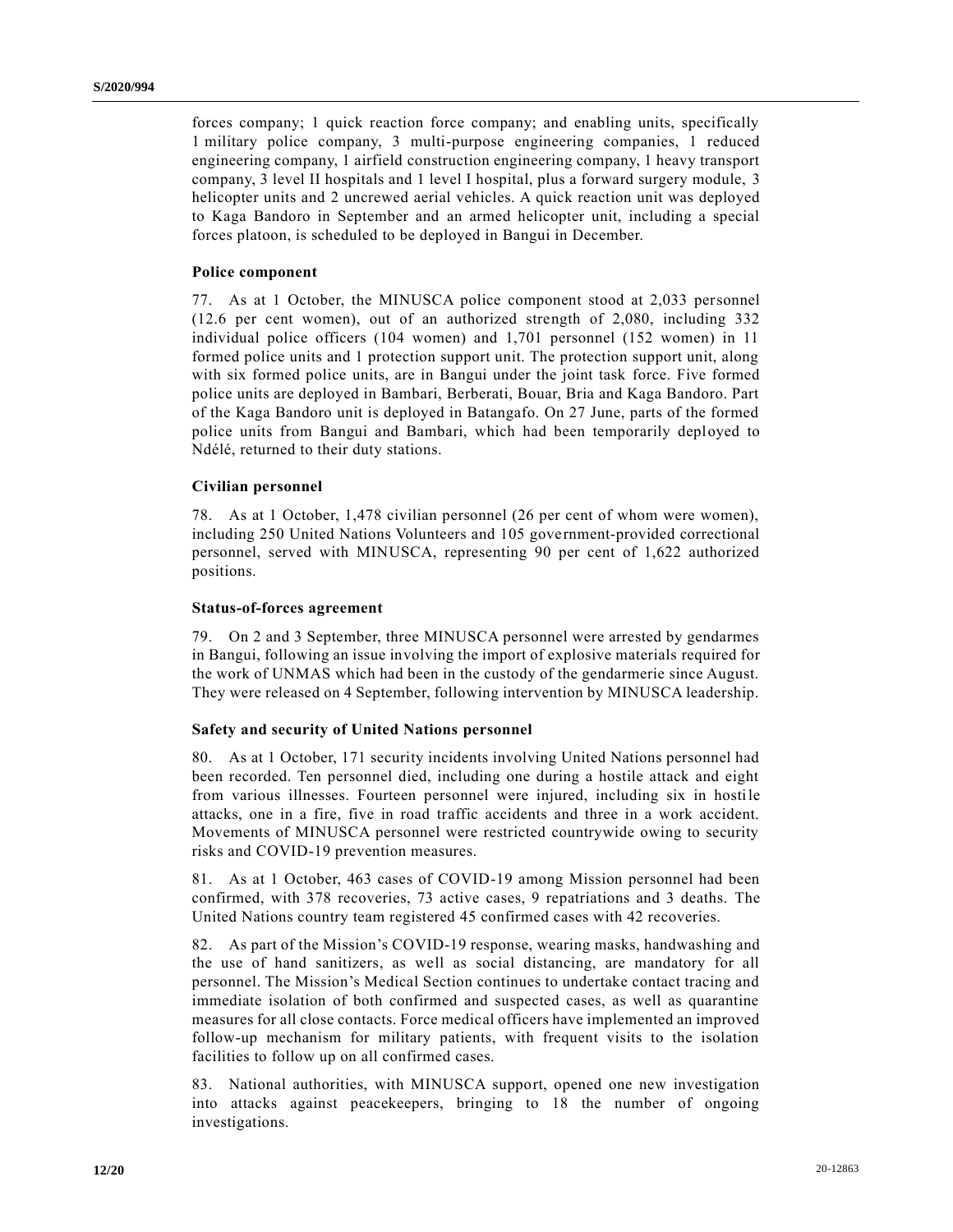forces company; 1 quick reaction force company; and enabling units, specifically 1 military police company, 3 multi-purpose engineering companies, 1 reduced engineering company, 1 airfield construction engineering company, 1 heavy transport company, 3 level II hospitals and 1 level I hospital, plus a forward surgery module, 3 helicopter units and 2 uncrewed aerial vehicles. A quick reaction unit was deployed to Kaga Bandoro in September and an armed helicopter unit, including a special forces platoon, is scheduled to be deployed in Bangui in December.

### Police component

77. As at 1 October, the MINUSCA police component stood at 2,033 personnel (12.6 per cent women), out of an authorized strength of 2,080, including 332 individual police officers (104 women) and 1,701 personnel (152 women) in 11 formed police units and 1 protection support unit. The protection support unit, along with six formed police units, are in Bangui under the joint task force. Five formed police units are deployed in Bambari, Berberati, Bouar, Bria and Kaga Bandoro. Part of the Kaga Bandoro unit is deployed in Batangafo. On 27 June, parts of the formed police units from Bangui and Bambari, which had been temporarily deployed to Ndélé, returned to their duty stations.

### Civilian personnel

78. As at 1 October, 1,478 civilian personnel (26 per cent of whom were women), including 250 United Nations Volunteers and 105 government-provided correctional personnel, served with MINUSCA, representing 90 per cent of 1,622 authorized positions.

### Status-of-forces agreement

79. On 2 and 3 September, three MINUSCA personnel were arrested by gendarmes in Bangui, following an issue involving the import of explosive materials required for the work of UNMAS which had been in the custody of the gendarmerie since August. They were released on 4 September, following intervention by MINUSCA leadership.

### Safety and security of United Nations personnel

80. As at 1 October, 171 security incidents involving United Nations personnel had been recorded. Ten personnel died, including one during a hostile attack and eight from various illnesses. Fourteen personnel were injured, including six in hostile attacks, one in a fire, five in road traffic accidents and three in a work accident. Movements of MINUSCA personnel were restricted countrywide owing to security risks and COVID-19 prevention measures.

81. As at 1 October, 463 cases of COVID-19 among Mission personnel had been confirmed, with 378 recoveries, 73 active cases, 9 repatriations and 3 deaths. The United Nations country team registered 45 confirmed cases with 42 recoveries.

82. As part of the Mission's COVID-19 response, wearing masks, handwashing and the use of hand sanitizers, as well as social distancing, are mandatory for all personnel. The Mission's Medical Section continues to undertake contact tracing and immediate isolation of both confirmed and suspected cases, as well as quarantine measures for all close contacts. Force medical officers have implemented an improved follow-up mechanism for military patients, with frequent visits to the isolation facilities to follow up on all confirmed cases.

83. National authorities, with MINUSCA support, opened one new investigation into attacks against peacekeepers, bringing to 18 the number of ongoing investigations.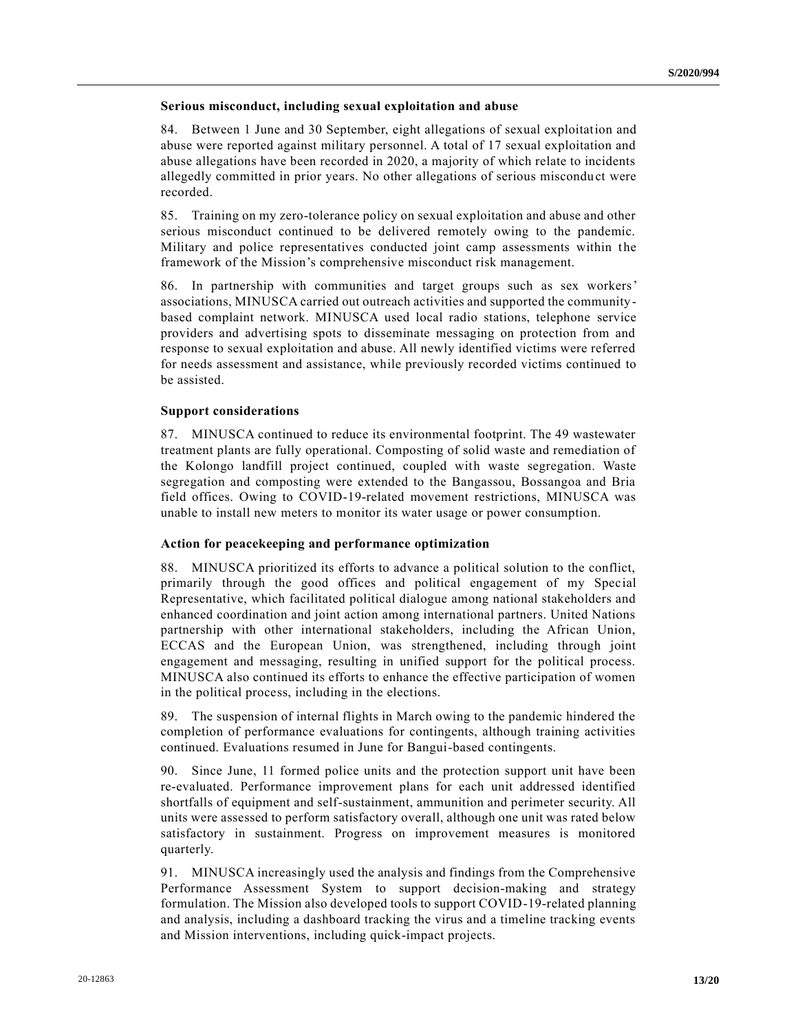### Serious misconduct, including sexual exploitation and abuse

84. Between 1 June and 30 September, eight allegations of sexual exploitation and abuse were reported against military personnel. A total of 17 sexual exploitation and abuse allegations have been recorded in 2020, a majority of which relate to incidents allegedly committed in prior years. No other allegations of serious misconduct were recorded.

85. Training on my zero-tolerance policy on sexual exploitation and abuse and other serious misconduct continued to be delivered remotely owing to the pandemic. Military and police representatives conducted joint camp assessments within the framework of the Mission's comprehensive misconduct risk management.

86. In partnership with communities and target groups such as sex workers' associations, MINUSCA carried out outreach activities and supported the community-based complaint network. MINUSCA used local radio stations, telephone service providers and advertising spots to disseminate messaging on protection from and response to sexual exploitation and abuse. All newly identified victims were referred for needs assessment and assistance, while previously recorded victims continued to be assisted.

### Support considerations

87. MINUSCA continued to reduce its environmental footprint. The 49 wastewater treatment plants are fully operational. Composting of solid waste and remediation of the Kolongo landfill project continued, coupled with waste segregation. Waste segregation and composting were extended to the Bangassou, Bossangoa and Bria field offices. Owing to COVID-19-related movement restrictions, MINUSCA was unable to install new meters to monitor its water usage or power consumption.

### Action for peacekeeping and performance optimization

88. MINUSCA prioritized its efforts to advance a political solution to the conflict, primarily through the good offices and political engagement of my Special Representative, which facilitated political dialogue among national stakeholders and enhanced coordination and joint action among international partners. United Nations partnership with other international stakeholders, including the African Union, ECCAS and the European Union, was strengthened, including through joint engagement and messaging, resulting in unified support for the political process. MINUSCA also continued its efforts to enhance the effective participation of women in the political process, including in the elections.

89. The suspension of internal flights in March owing to the pandemic hindered the completion of performance evaluations for contingents, although training activities continued. Evaluations resumed in June for Bangui-based contingents.

90. Since June, 11 formed police units and the protection support unit have been re-evaluated. Performance improvement plans for each unit addressed identified shortfalls of equipment and self-sustainment, ammunition and perimeter security. All units were assessed to perform satisfactory overall, although one unit was rated below satisfactory in sustainment. Progress on improvement measures is monitored quarterly.

91. MINUSCA increasingly used the analysis and findings from the Comprehensive Performance Assessment System to support decision-making and strategy formulation. The Mission also developed tools to support COVID-19-related planning and analysis, including a dashboard tracking the virus and a timeline tracking events and Mission interventions, including quick-impact projects.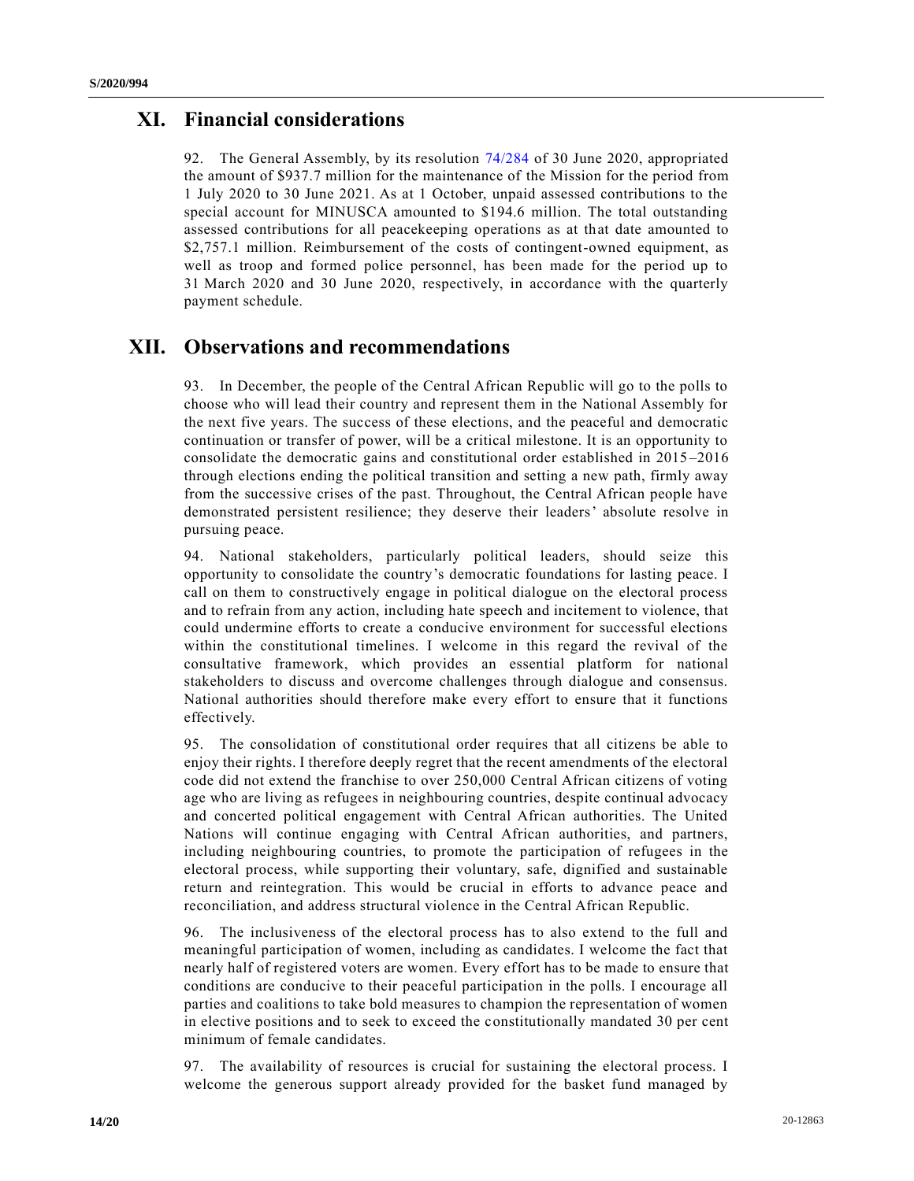## XI. Financial considerations

92. The General Assembly, by its resolution 74/284 of 30 June 2020, appropriated the amount of $937.7 million for the maintenance of the Mission for the period from 1 July 2020 to 30 June 2021. As at 1 October, unpaid assessed contributions to the special account for MINUSCA amounted to $194.6 million. The total outstanding assessed contributions for all peacekeeping operations as at that date amounted to $2,757.1 million. Reimbursement of the costs of contingent-owned equipment, as well as troop and formed police personnel, has been made for the period up to 31 March 2020 and 30 June 2020, respectively, in accordance with the quarterly payment schedule.

## XII. Observations and recommendations

93. In December, the people of the Central African Republic will go to the polls to choose who will lead their country and represent them in the National Assembly for the next five years. The success of these elections, and the peaceful and democratic continuation or transfer of power, will be a critical milestone. It is an opportunity to consolidate the democratic gains and constitutional order established in 2015–2016 through elections ending the political transition and setting a new path, firmly away from the successive crises of the past. Throughout, the Central African people have demonstrated persistent resilience; they deserve their leaders' absolute resolve in pursuing peace.

94. National stakeholders, particularly political leaders, should seize this opportunity to consolidate the country's democratic foundations for lasting peace. I call on them to constructively engage in political dialogue on the electoral process and to refrain from any action, including hate speech and incitement to violence, that could undermine efforts to create a conducive environment for successful elections within the constitutional timelines. I welcome in this regard the revival of the consultative framework, which provides an essential platform for national stakeholders to discuss and overcome challenges through dialogue and consensus. National authorities should therefore make every effort to ensure that it functions effectively.

95. The consolidation of constitutional order requires that all citizens be able to enjoy their rights. I therefore deeply regret that the recent amendments of the electoral code did not extend the franchise to over 250,000 Central African citizens of voting age who are living as refugees in neighbouring countries, despite continual advocacy and concerted political engagement with Central African authorities. The United Nations will continue engaging with Central African authorities, and partners, including neighbouring countries, to promote the participation of refugees in the electoral process, while supporting their voluntary, safe, dignified and sustainable return and reintegration. This would be crucial in efforts to advance peace and reconciliation, and address structural violence in the Central African Republic.

96. The inclusiveness of the electoral process has to also extend to the full and meaningful participation of women, including as candidates. I welcome the fact that nearly half of registered voters are women. Every effort has to be made to ensure that conditions are conducive to their peaceful participation in the polls. I encourage all parties and coalitions to take bold measures to champion the representation of women in elective positions and to seek to exceed the constitutionally mandated 30 per cent minimum of female candidates.

97. The availability of resources is crucial for sustaining the electoral process. I welcome the generous support already provided for the basket fund managed by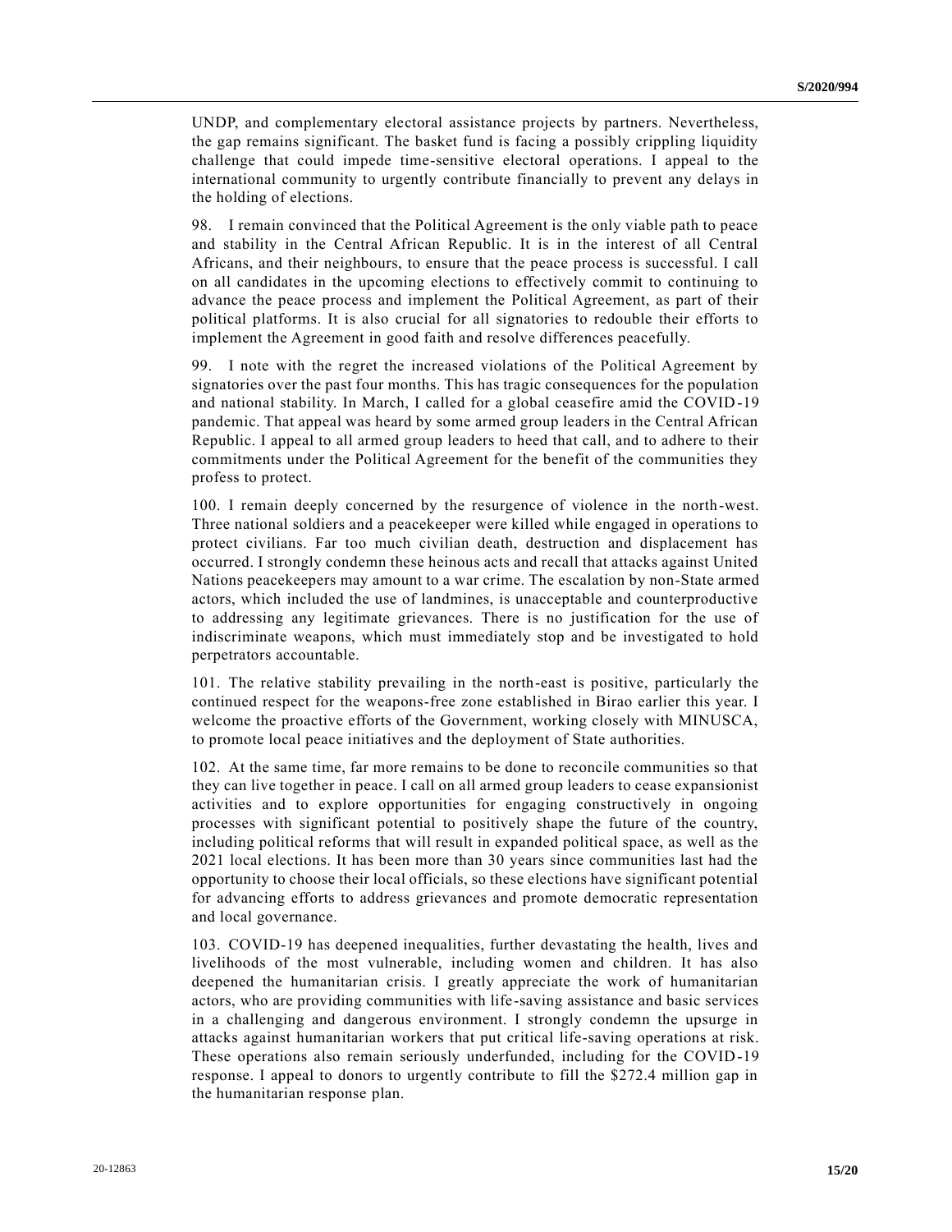UNDP, and complementary electoral assistance projects by partners. Nevertheless, the gap remains significant. The basket fund is facing a possibly crippling liquidity challenge that could impede time-sensitive electoral operations. I appeal to the international community to urgently contribute financially to prevent any delays in the holding of elections.

98. I remain convinced that the Political Agreement is the only viable path to peace and stability in the Central African Republic. It is in the interest of all Central Africans, and their neighbours, to ensure that the peace process is successful. I call on all candidates in the upcoming elections to effectively commit to continuing to advance the peace process and implement the Political Agreement, as part of their political platforms. It is also crucial for all signatories to redouble their efforts to implement the Agreement in good faith and resolve differences peacefully.

99. I note with the regret the increased violations of the Political Agreement by signatories over the past four months. This has tragic consequences for the population and national stability. In March, I called for a global ceasefire amid the COVID-19 pandemic. That appeal was heard by some armed group leaders in the Central African Republic. I appeal to all armed group leaders to heed that call, and to adhere to their commitments under the Political Agreement for the benefit of the communities they profess to protect.

100. I remain deeply concerned by the resurgence of violence in the north-west. Three national soldiers and a peacekeeper were killed while engaged in operations to protect civilians. Far too much civilian death, destruction and displacement has occurred. I strongly condemn these heinous acts and recall that attacks against United Nations peacekeepers may amount to a war crime. The escalation by non-State armed actors, which included the use of landmines, is unacceptable and counterproductive to addressing any legitimate grievances. There is no justification for the use of indiscriminate weapons, which must immediately stop and be investigated to hold perpetrators accountable.

101. The relative stability prevailing in the north-east is positive, particularly the continued respect for the weapons-free zone established in Birao earlier this year. I welcome the proactive efforts of the Government, working closely with MINUSCA, to promote local peace initiatives and the deployment of State authorities.

102. At the same time, far more remains to be done to reconcile communities so that they can live together in peace. I call on all armed group leaders to cease expansionist activities and to explore opportunities for engaging constructively in ongoing processes with significant potential to positively shape the future of the country, including political reforms that will result in expanded political space, as well as the 2021 local elections. It has been more than 30 years since communities last had the opportunity to choose their local officials, so these elections have significant potential for advancing efforts to address grievances and promote democratic representation and local governance.

103. COVID-19 has deepened inequalities, further devastating the health, lives and livelihoods of the most vulnerable, including women and children. It has also deepened the humanitarian crisis. I greatly appreciate the work of humanitarian actors, who are providing communities with life-saving assistance and basic services in a challenging and dangerous environment. I strongly condemn the upsurge in attacks against humanitarian workers that put critical life-saving operations at risk. These operations also remain seriously underfunded, including for the COVID-19 response. I appeal to donors to urgently contribute to fill the $272.4 million gap in the humanitarian response plan.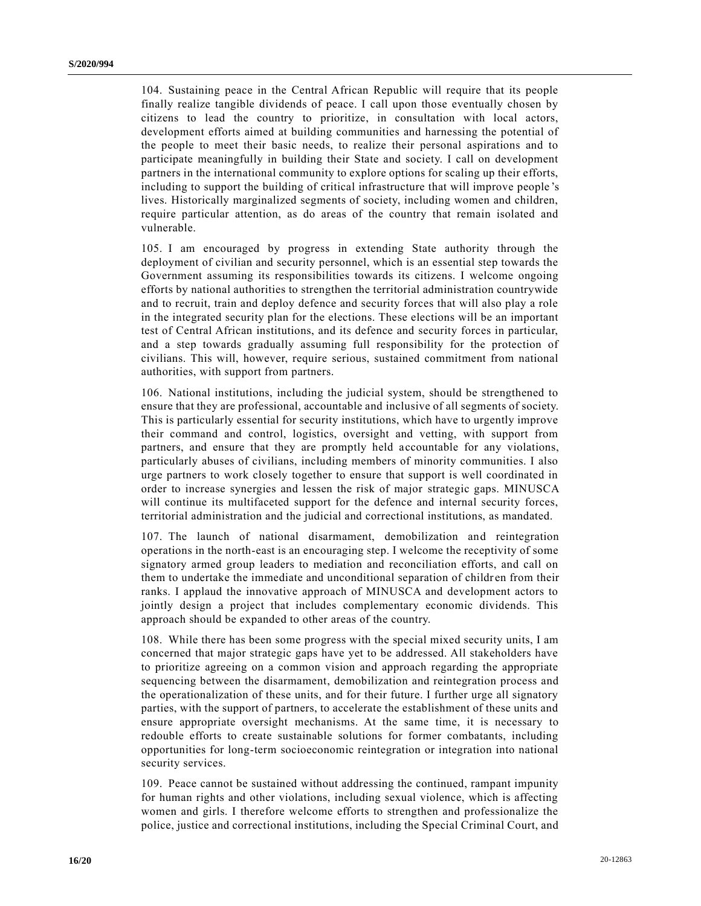104. Sustaining peace in the Central African Republic will require that its people finally realize tangible dividends of peace. I call upon those eventually chosen by citizens to lead the country to prioritize, in consultation with local actors, development efforts aimed at building communities and harnessing the potential of the people to meet their basic needs, to realize their personal aspirations and to participate meaningfully in building their State and society. I call on development partners in the international community to explore options for scaling up their efforts, including to support the building of critical infrastructure that will improve people's lives. Historically marginalized segments of society, including women and children, require particular attention, as do areas of the country that remain isolated and vulnerable.

105. I am encouraged by progress in extending State authority through the deployment of civilian and security personnel, which is an essential step towards the Government assuming its responsibilities towards its citizens. I welcome ongoing efforts by national authorities to strengthen the territorial administration countrywide and to recruit, train and deploy defence and security forces that will also play a role in the integrated security plan for the elections. These elections will be an important test of Central African institutions, and its defence and security forces in particular, and a step towards gradually assuming full responsibility for the protection of civilians. This will, however, require serious, sustained commitment from national authorities, with support from partners.

106. National institutions, including the judicial system, should be strengthened to ensure that they are professional, accountable and inclusive of all segments of society. This is particularly essential for security institutions, which have to urgently improve their command and control, logistics, oversight and vetting, with support from partners, and ensure that they are promptly held accountable for any violations, particularly abuses of civilians, including members of minority communities. I also urge partners to work closely together to ensure that support is well coordinated in order to increase synergies and lessen the risk of major strategic gaps. MINUSCA will continue its multifaceted support for the defence and internal security forces, territorial administration and the judicial and correctional institutions, as mandated.

107. The launch of national disarmament, demobilization and reintegration operations in the north-east is an encouraging step. I welcome the receptivity of some signatory armed group leaders to mediation and reconciliation efforts, and call on them to undertake the immediate and unconditional separation of children from their ranks. I applaud the innovative approach of MINUSCA and development actors to jointly design a project that includes complementary economic dividends. This approach should be expanded to other areas of the country.

108. While there has been some progress with the special mixed security units, I am concerned that major strategic gaps have yet to be addressed. All stakeholders have to prioritize agreeing on a common vision and approach regarding the appropriate sequencing between the disarmament, demobilization and reintegration process and the operationalization of these units, and for their future. I further urge all signatory parties, with the support of partners, to accelerate the establishment of these units and ensure appropriate oversight mechanisms. At the same time, it is necessary to redouble efforts to create sustainable solutions for former combatants, including opportunities for long-term socioeconomic reintegration or integration into national security services.

109. Peace cannot be sustained without addressing the continued, rampant impunity for human rights and other violations, including sexual violence, which is affecting women and girls. I therefore welcome efforts to strengthen and professionalize the police, justice and correctional institutions, including the Special Criminal Court, and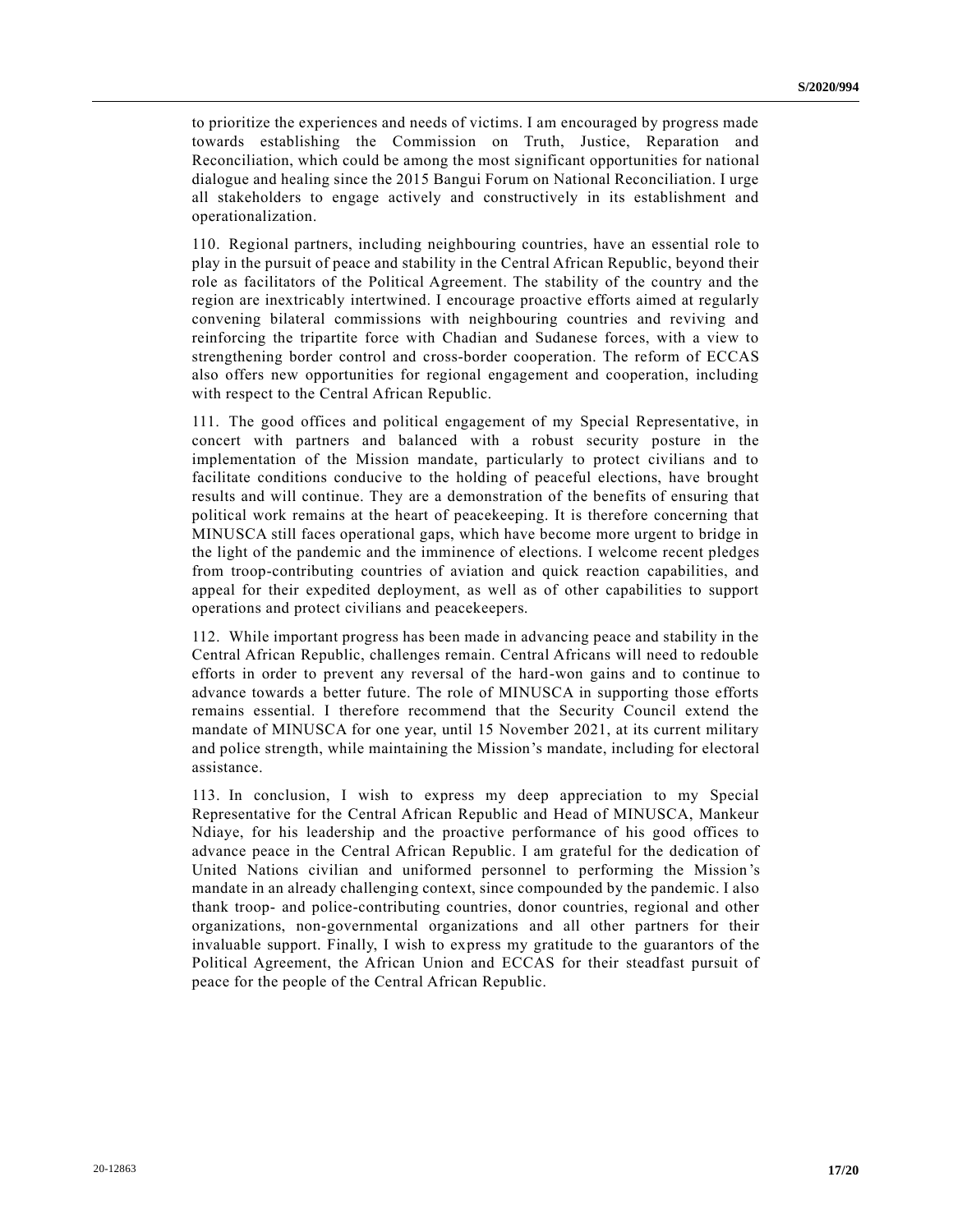to prioritize the experiences and needs of victims. I am encouraged by progress made towards establishing the Commission on Truth, Justice, Reparation and Reconciliation, which could be among the most significant opportunities for national dialogue and healing since the 2015 Bangui Forum on National Reconciliation. I urge all stakeholders to engage actively and constructively in its establishment and operationalization.

110. Regional partners, including neighbouring countries, have an essential role to play in the pursuit of peace and stability in the Central African Republic, beyond their role as facilitators of the Political Agreement. The stability of the country and the region are inextricably intertwined. I encourage proactive efforts aimed at regularly convening bilateral commissions with neighbouring countries and reviving and reinforcing the tripartite force with Chadian and Sudanese forces, with a view to strengthening border control and cross-border cooperation. The reform of ECCAS also offers new opportunities for regional engagement and cooperation, including with respect to the Central African Republic.

111. The good offices and political engagement of my Special Representative, in concert with partners and balanced with a robust security posture in the implementation of the Mission mandate, particularly to protect civilians and to facilitate conditions conducive to the holding of peaceful elections, have brought results and will continue. They are a demonstration of the benefits of ensuring that political work remains at the heart of peacekeeping. It is therefore concerning that MINUSCA still faces operational gaps, which have become more urgent to bridge in the light of the pandemic and the imminence of elections. I welcome recent pledges from troop-contributing countries of aviation and quick reaction capabilities, and appeal for their expedited deployment, as well as of other capabilities to support operations and protect civilians and peacekeepers.

112. While important progress has been made in advancing peace and stability in the Central African Republic, challenges remain. Central Africans will need to redouble efforts in order to prevent any reversal of the hard-won gains and to continue to advance towards a better future. The role of MINUSCA in supporting those efforts remains essential. I therefore recommend that the Security Council extend the mandate of MINUSCA for one year, until 15 November 2021, at its current military and police strength, while maintaining the Mission's mandate, including for electoral assistance.

113. In conclusion, I wish to express my deep appreciation to my Special Representative for the Central African Republic and Head of MINUSCA, Mankeur Ndiaye, for his leadership and the proactive performance of his good offices to advance peace in the Central African Republic. I am grateful for the dedication of United Nations civilian and uniformed personnel to performing the Mission's mandate in an already challenging context, since compounded by the pandemic. I also thank troop- and police-contributing countries, donor countries, regional and other organizations, non-governmental organizations and all other partners for their invaluable support. Finally, I wish to express my gratitude to the guarantors of the Political Agreement, the African Union and ECCAS for their steadfast pursuit of peace for the people of the Central African Republic.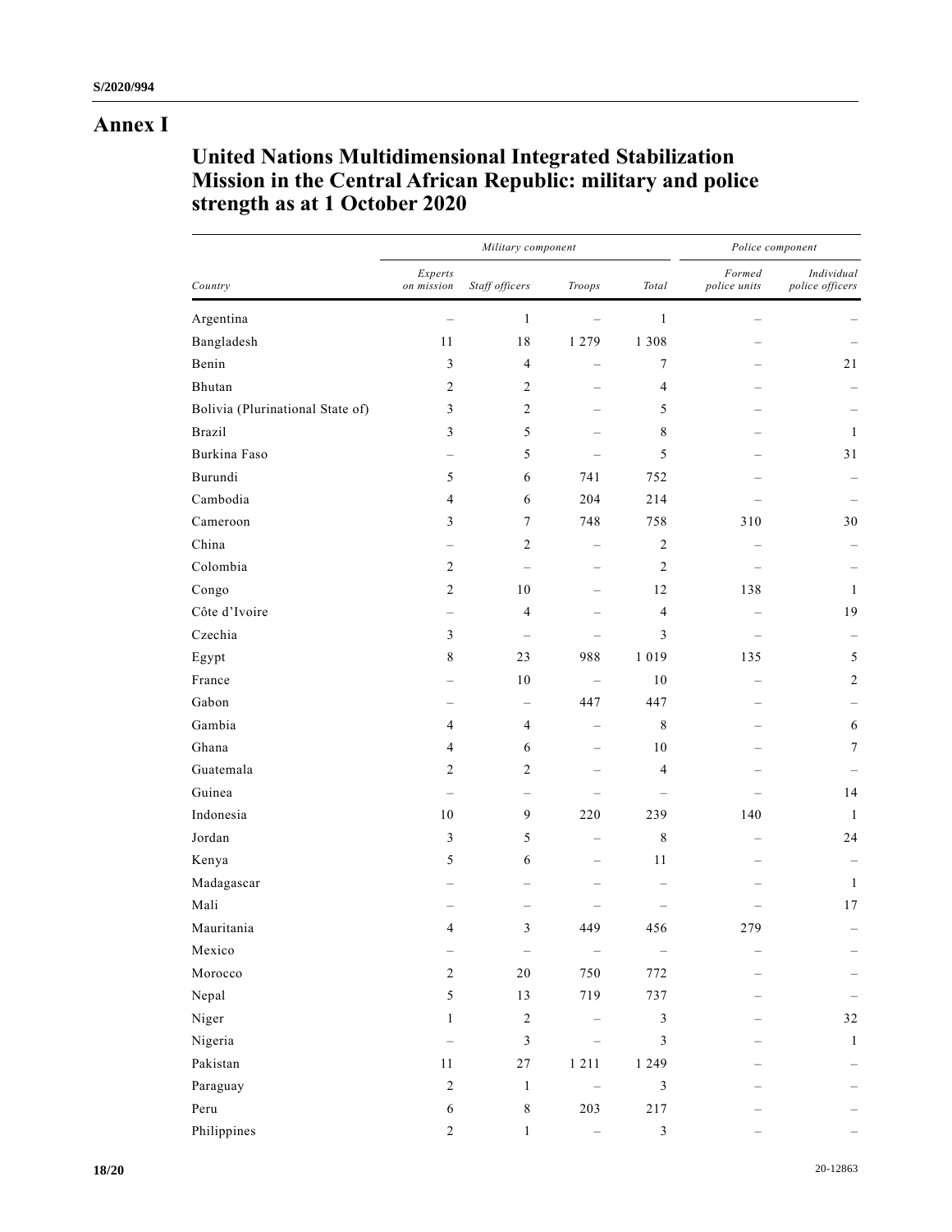# Annex I

## United Nations Multidimensional Integrated Stabilization Mission in the Central African Republic: military and police strength as at 1 October 2020

| | *Military component* | | | | *Police component* | |
|---|---|---|---|---|---|---|
| *Country* | *Experts on mission* | *Staff officers* | *Troops* | *Total* | *Formed police units* | *Individual police officers* |
| Argentina | – | 1 | – | 1 | – | – |
| Bangladesh | 11 | 18 | 1 279 | 1 308 | – | – |
| Benin | 3 | 4 | – | 7 | – | 21 |
| Bhutan | 2 | 2 | – | 4 | – | – |
| Bolivia (Plurinational State of) | 3 | 2 | – | 5 | – | – |
| Brazil | 3 | 5 | – | 8 | – | 1 |
| Burkina Faso | – | 5 | – | 5 | – | 31 |
| Burundi | 5 | 6 | 741 | 752 | – | – |
| Cambodia | 4 | 6 | 204 | 214 | – | – |
| Cameroon | 3 | 7 | 748 | 758 | 310 | 30 |
| China | – | 2 | – | 2 | – | – |
| Colombia | 2 | – | – | 2 | – | – |
| Congo | 2 | 10 | – | 12 | 138 | 1 |
| Côte d'Ivoire | – | 4 | – | 4 | – | 19 |
| Czechia | 3 | – | – | 3 | – | – |
| Egypt | 8 | 23 | 988 | 1 019 | 135 | 5 |
| France | – | 10 | – | 10 | – | 2 |
| Gabon | – | – | 447 | 447 | – | – |
| Gambia | 4 | 4 | – | 8 | – | 6 |
| Ghana | 4 | 6 | – | 10 | – | 7 |
| Guatemala | 2 | 2 | – | 4 | – | – |
| Guinea | – | – | – | – | – | 14 |
| Indonesia | 10 | 9 | 220 | 239 | 140 | 1 |
| Jordan | 3 | 5 | – | 8 | – | 24 |
| Kenya | 5 | 6 | – | 11 | – | – |
| Madagascar | – | – | – | – | – | 1 |
| Mali | – | – | – | – | – | 17 |
| Mauritania | 4 | 3 | 449 | 456 | 279 | – |
| Mexico | – | – | – | – | – | – |
| Morocco | 2 | 20 | 750 | 772 | – | – |
| Nepal | 5 | 13 | 719 | 737 | – | – |
| Niger | 1 | 2 | – | 3 | – | 32 |
| Nigeria | – | 3 | – | 3 | – | 1 |
| Pakistan | 11 | 27 | 1 211 | 1 249 | – | – |
| Paraguay | 2 | 1 | – | 3 | – | – |
| Peru | 6 | 8 | 203 | 217 | – | – |
| Philippines | 2 | 1 | – | 3 | – | – |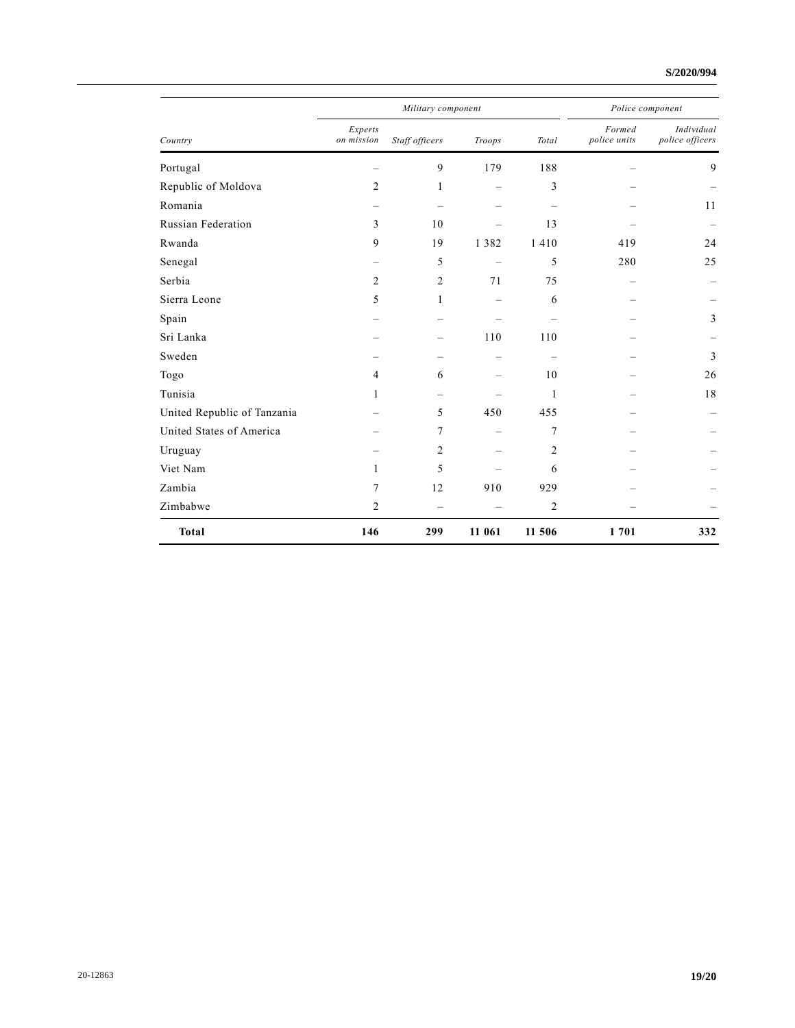| Country | Military component | | | | Police component | |
|---|---|---|---|---|---|---|
| | *Experts on mission* | *Staff officers* | *Troops* | *Total* | *Formed police units* | *Individual police officers* |
| Portugal | – | 9 | 179 | 188 | – | 9 |
| Republic of Moldova | 2 | 1 | – | 3 | – | – |
| Romania | – | – | – | – | – | 11 |
| Russian Federation | 3 | 10 | – | 13 | – | – |
| Rwanda | 9 | 19 | 1 382 | 1 410 | 419 | 24 |
| Senegal | – | 5 | – | 5 | 280 | 25 |
| Serbia | 2 | 2 | 71 | 75 | – | – |
| Sierra Leone | 5 | 1 | – | 6 | – | – |
| Spain | – | – | – | – | – | 3 |
| Sri Lanka | – | – | 110 | 110 | – | – |
| Sweden | – | – | – | – | – | 3 |
| Togo | 4 | 6 | – | 10 | – | 26 |
| Tunisia | 1 | – | – | 1 | – | 18 |
| United Republic of Tanzania | – | 5 | 450 | 455 | – | – |
| United States of America | – | 7 | – | 7 | – | – |
| Uruguay | – | 2 | – | 2 | – | – |
| Viet Nam | 1 | 5 | – | 6 | – | – |
| Zambia | 7 | 12 | 910 | 929 | – | – |
| Zimbabwe | 2 | – | – | 2 | – | – |
| **Total** | **146** | **299** | **11 061** | **11 506** | **1 701** | **332** |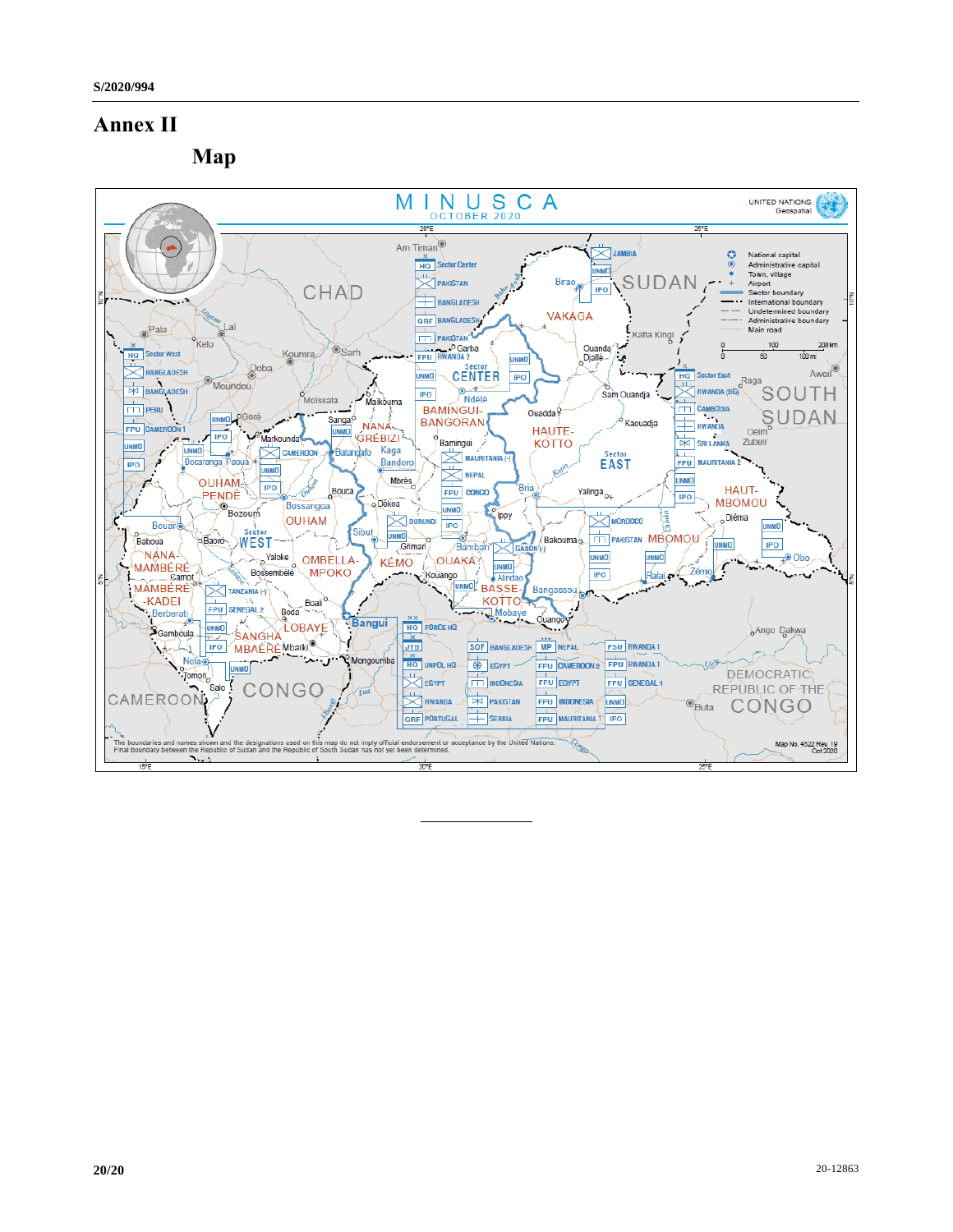# Annex II

## Map

MINUSCA
OCTOBER 2020

UNITED NATIONS
Geospatial

National capital
Administrative capital
Town, village
Airport
Sector boundary
International boundary
Undetermined boundary
Administrative boundary
Main road

0 100 200 km
0 50 100 mi

CHAD
SUDAN
SOUTH SUDAN
CAMEROON
CONGO
DEMOCRATIC REPUBLIC OF THE CONGO

VAKAGA
BAMINGUI-BANGORAN
HAUTE-KOTTO
HAUT-MBOMOU
MBOMOU
BASSE-KOTTO
OUAKA
KÉMO
NANA-GRÉBIZI
OUHAM
OUHAM-PENDÉ
NANA-MAMBÉRÉ
MAMBÉRÉ-KADEI
SANGHA MBAÉRÉ
LOBAYE
OMBELLA-MPOKO

Sector West
Sector Center
Sector East

Bangui

HQ Sector Center
PAKISTAN
BANGLADESH
QRF BANGLADESH
PAKISTAN
FPU RWANDA 2
UNMO
IPO
ZAMBIA
HQ Sector West
BANGLADESH
BANGLADESH
PERU
FPU CAMEROON 1
CAMEROON
MAURITANIA (-)
NEPAL
FPU CONGO
BURUNDI
GABON (-)
TANZANIA (-)
FPU SENEGAL 2
MOROCCO
PAKISTAN
HQ Sector East
RWANDA (BG)
CAMBODIA
RWANDA
SRI LANKA
FPU MAURITANIA 2

HQ FORCE HQ
JTB
HQ UNPOL HQ
EGYPT
RWANDA
QRF PORTUGAL
SOF BANGLADESH
EGYPT
INDONESIA
PAKISTAN
SERBIA
MP NEPAL
FPU CAMEROON 2
FPU EGYPT
FPU INDONESIA
FPU MAURITANIA 1
PSU RWANDA 1
FPU RWANDA 1
FPU SENEGAL 1
UNMO
IPO

Am Timan, Birao, Kafia Kingi, Ouanda Djallé, Garba, Ndélé, Sam Ouandja, Ouadda, Kaouadja, Raga, Aweil, Deim Zubeir, Pala, Laï, Kelo, Koumra, Sarh, Doba, Moundou, Moissala, Maïkouma, Goré, Markounda, Batangafo, Kaga Bandoro, Bamingui, Bocaranga, Paoua, Sanga, Bouca, Mbrès, Bria, Yalinga, Bozoum, Bossangoa, Dékoa, Ippy, Djéma, Bouar, Baboua, Baoro, Sibut, Grimari, Bambari, Bakouma, Obo, Yaloké, Bossembélé, Kouango, Alindao, Bangassou, Zémio, Rafaï, Carnot, Berbérati, Boali, Boda, Mobaye, Ouango, Gamboula, Mbaïki, Mongoumba, Nola, Yokadouma, Salo, Angu, Dakwa, Buta

Bahr Aouk, Logone, Ouham, Kotto, Lobaye, Sangha, Ubangi, Uele, Chinko, Mbari, Congo

10°N, 5°N, 15°E, 20°E, 25°E

The boundaries and names shown and the designations used on this map do not imply official endorsement or acceptance by the United Nations.
Final boundary between the Republic of Sudan and the Republic of South Sudan has not yet been determined.

Map No. 4522 Rev. 19
Oct 2020